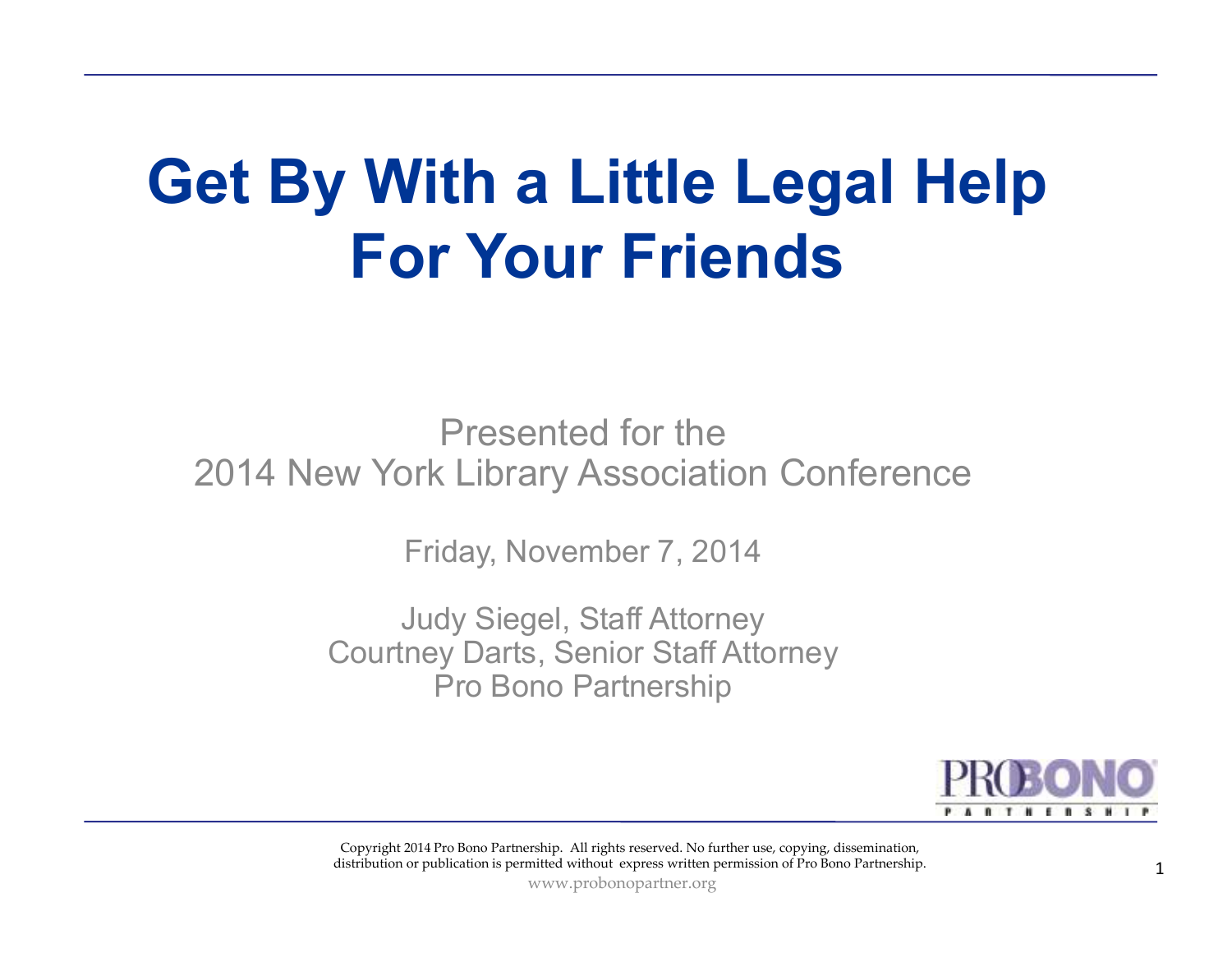# Get By With a Little Legal Help For Your Friends

Presented for the
2014 New York Library Association Conference

Friday, November 7, 2014

Judy Siegel, Staff Attorney
Courtney Darts, Senior Staff Attorney
Pro Bono Partnership

Copyright 2014 Pro Bono Partnership. All rights reserved. No further use, copying, dissemination, distribution or publication is permitted without express written permission of Pro Bono Partnership.

www.probonopartner.org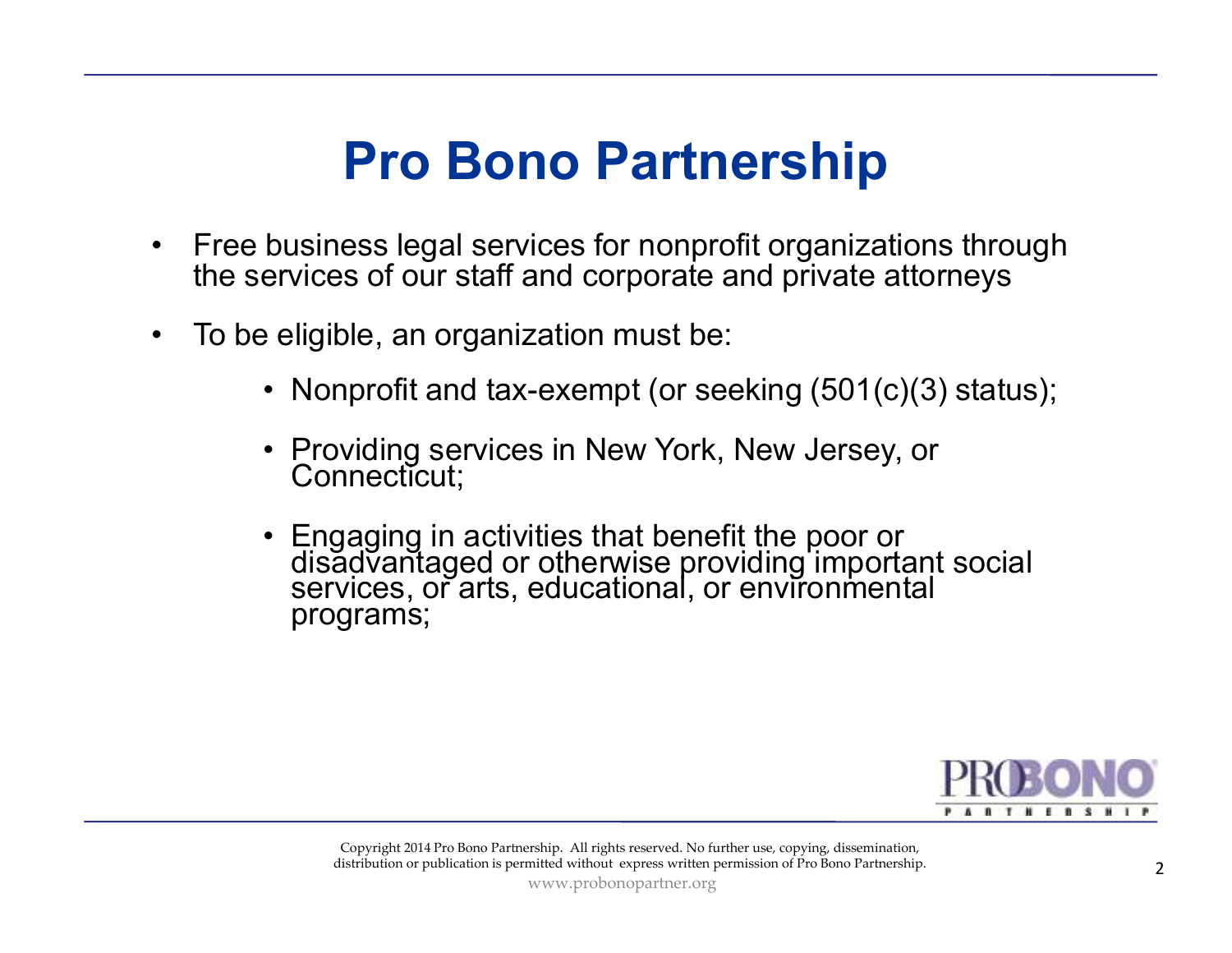# Pro Bono Partnership

- Free business legal services for nonprofit organizations through the services of our staff and corporate and private attorneys
- To be eligible, an organization must be:
  - Nonprofit and tax-exempt (or seeking (501(c)(3) status);
  - Providing services in New York, New Jersey, or Connecticut;
  - Engaging in activities that benefit the poor or disadvantaged or otherwise providing important social services, or arts, educational, or environmental programs;

Copyright 2014 Pro Bono Partnership. All rights reserved. No further use, copying, dissemination, distribution or publication is permitted without express written permission of Pro Bono Partnership.

www.probonopartner.org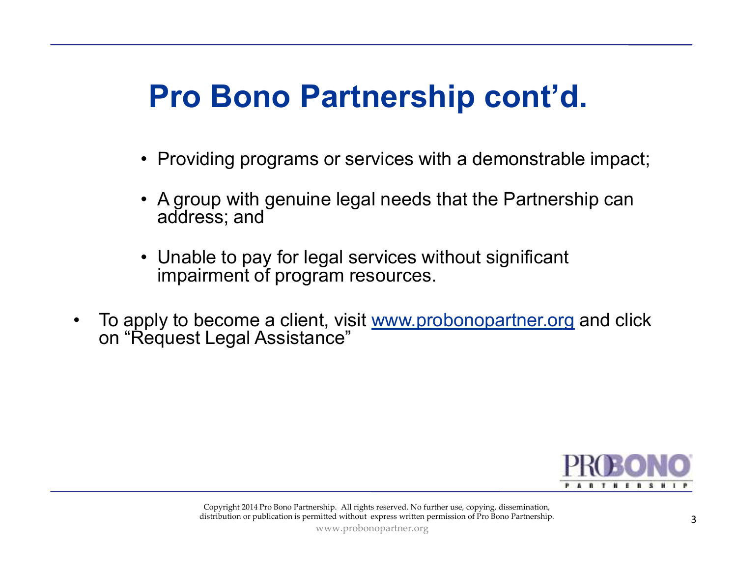# Pro Bono Partnership cont'd.

  - Providing programs or services with a demonstrable impact;
  - A group with genuine legal needs that the Partnership can address; and
  - Unable to pay for legal services without significant impairment of program resources.

- To apply to become a client, visit www.probonopartner.org and click on "Request Legal Assistance"

Copyright 2014 Pro Bono Partnership. All rights reserved. No further use, copying, dissemination, distribution or publication is permitted without express written permission of Pro Bono Partnership.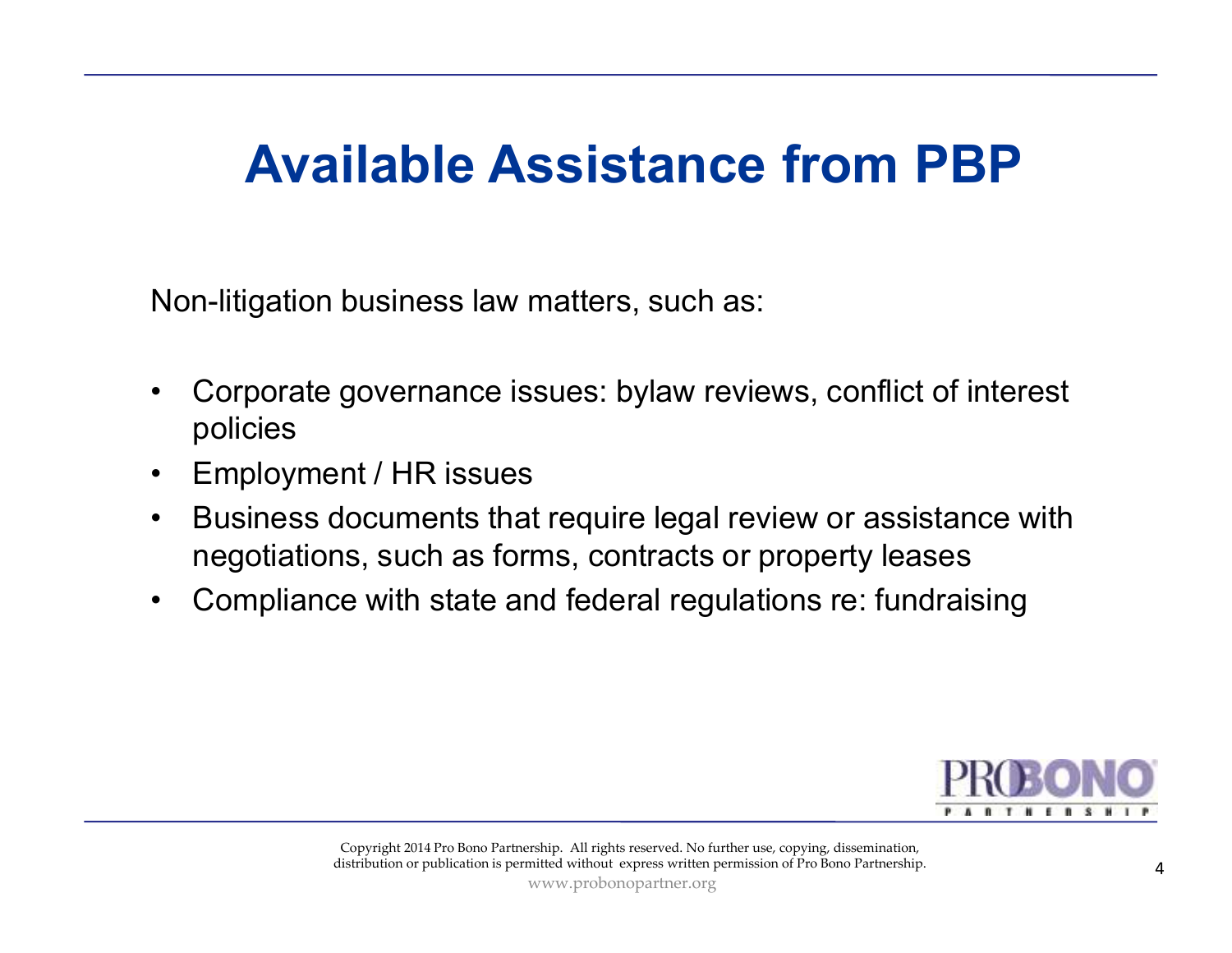# Available Assistance from PBP

Non-litigation business law matters, such as:

- Corporate governance issues: bylaw reviews, conflict of interest policies
- Employment / HR issues
- Business documents that require legal review or assistance with negotiations, such as forms, contracts or property leases
- Compliance with state and federal regulations re: fundraising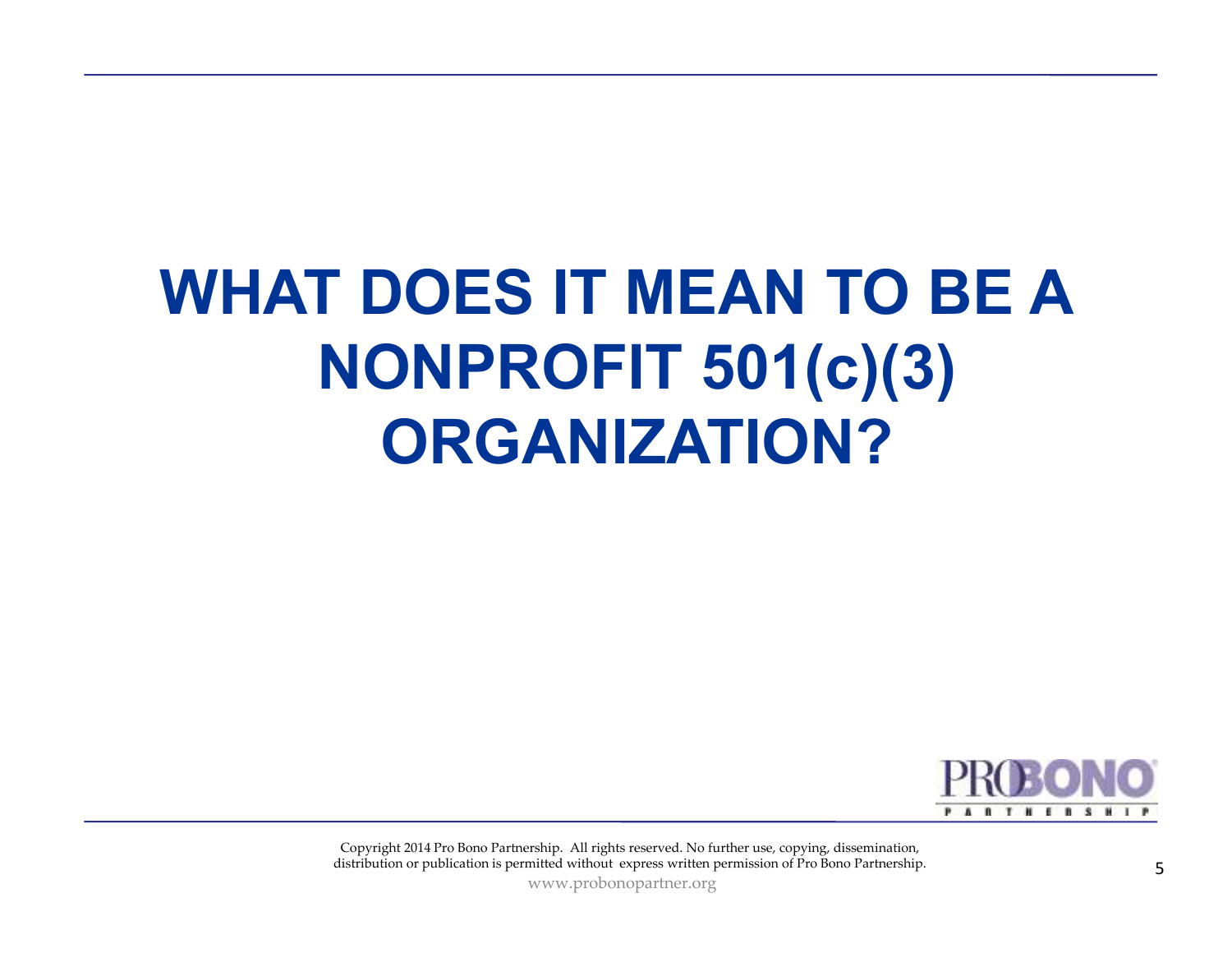# WHAT DOES IT MEAN TO BE A NONPROFIT 501(c)(3) ORGANIZATION?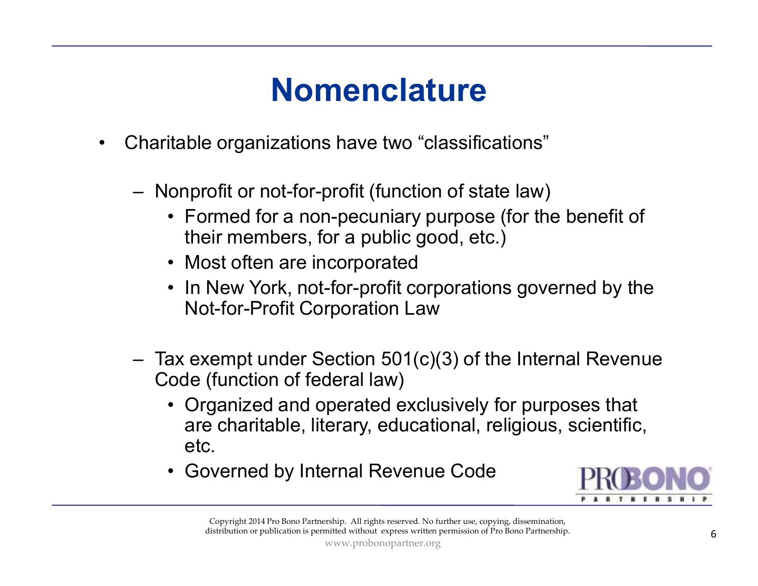# Nomenclature

- Charitable organizations have two "classifications"
  - Nonprofit or not-for-profit (function of state law)
    - Formed for a non-pecuniary purpose (for the benefit of their members, for a public good, etc.)
    - Most often are incorporated
    - In New York, not-for-profit corporations governed by the Not-for-Profit Corporation Law
  - Tax exempt under Section 501(c)(3) of the Internal Revenue Code (function of federal law)
    - Organized and operated exclusively for purposes that are charitable, literary, educational, religious, scientific, etc.
    - Governed by Internal Revenue Code

Copyright 2014 Pro Bono Partnership. All rights reserved. No further use, copying, dissemination, distribution or publication is permitted without express written permission of Pro Bono Partnership.

www.probonopartner.org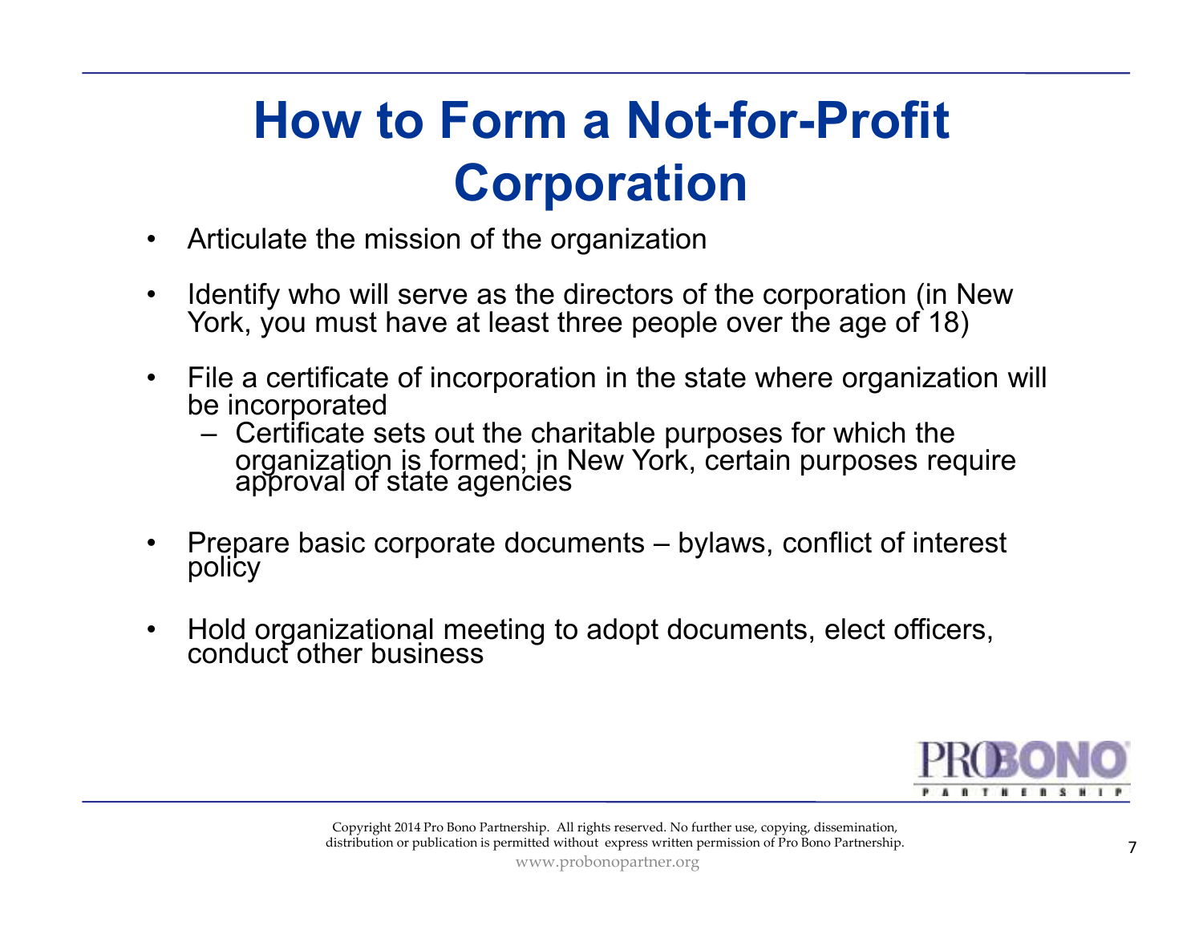# How to Form a Not-for-Profit Corporation

- Articulate the mission of the organization
- Identify who will serve as the directors of the corporation (in New York, you must have at least three people over the age of 18)
- File a certificate of incorporation in the state where organization will be incorporated
  - Certificate sets out the charitable purposes for which the organization is formed; in New York, certain purposes require approval of state agencies
- Prepare basic corporate documents – bylaws, conflict of interest policy
- Hold organizational meeting to adopt documents, elect officers, conduct other business

Copyright 2014 Pro Bono Partnership. All rights reserved. No further use, copying, dissemination, distribution or publication is permitted without express written permission of Pro Bono Partnership.

www.probonopartner.org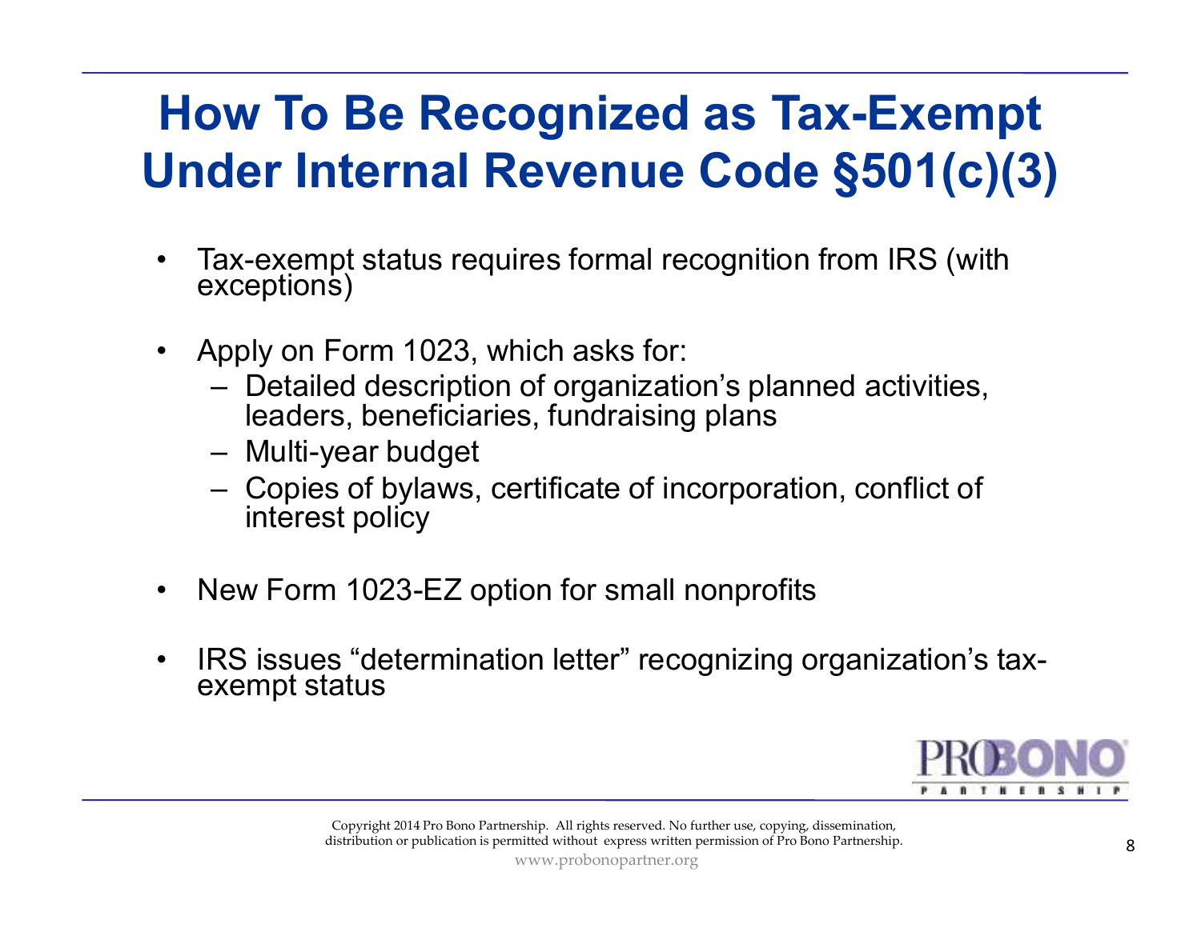# How To Be Recognized as Tax-Exempt Under Internal Revenue Code §501(c)(3)

- Tax-exempt status requires formal recognition from IRS (with exceptions)
- Apply on Form 1023, which asks for:
  - Detailed description of organization's planned activities, leaders, beneficiaries, fundraising plans
  - Multi-year budget
  - Copies of bylaws, certificate of incorporation, conflict of interest policy
- New Form 1023-EZ option for small nonprofits
- IRS issues "determination letter" recognizing organization's tax-exempt status

Copyright 2014 Pro Bono Partnership. All rights reserved. No further use, copying, dissemination, distribution or publication is permitted without express written permission of Pro Bono Partnership.

www.probonopartner.org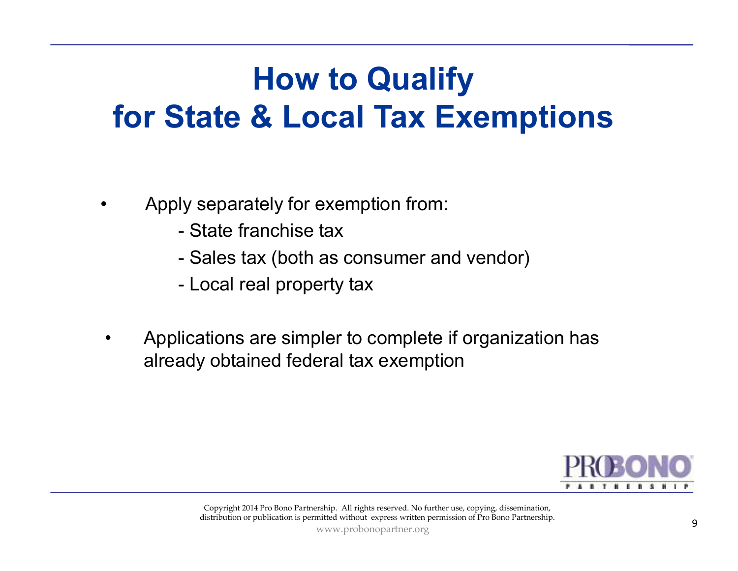# How to Qualify for State & Local Tax Exemptions

- Apply separately for exemption from:
  - State franchise tax
  - Sales tax (both as consumer and vendor)
  - Local real property tax
- Applications are simpler to complete if organization has already obtained federal tax exemption

Copyright 2014 Pro Bono Partnership. All rights reserved. No further use, copying, dissemination, distribution or publication is permitted without express written permission of Pro Bono Partnership.

www.probonopartner.org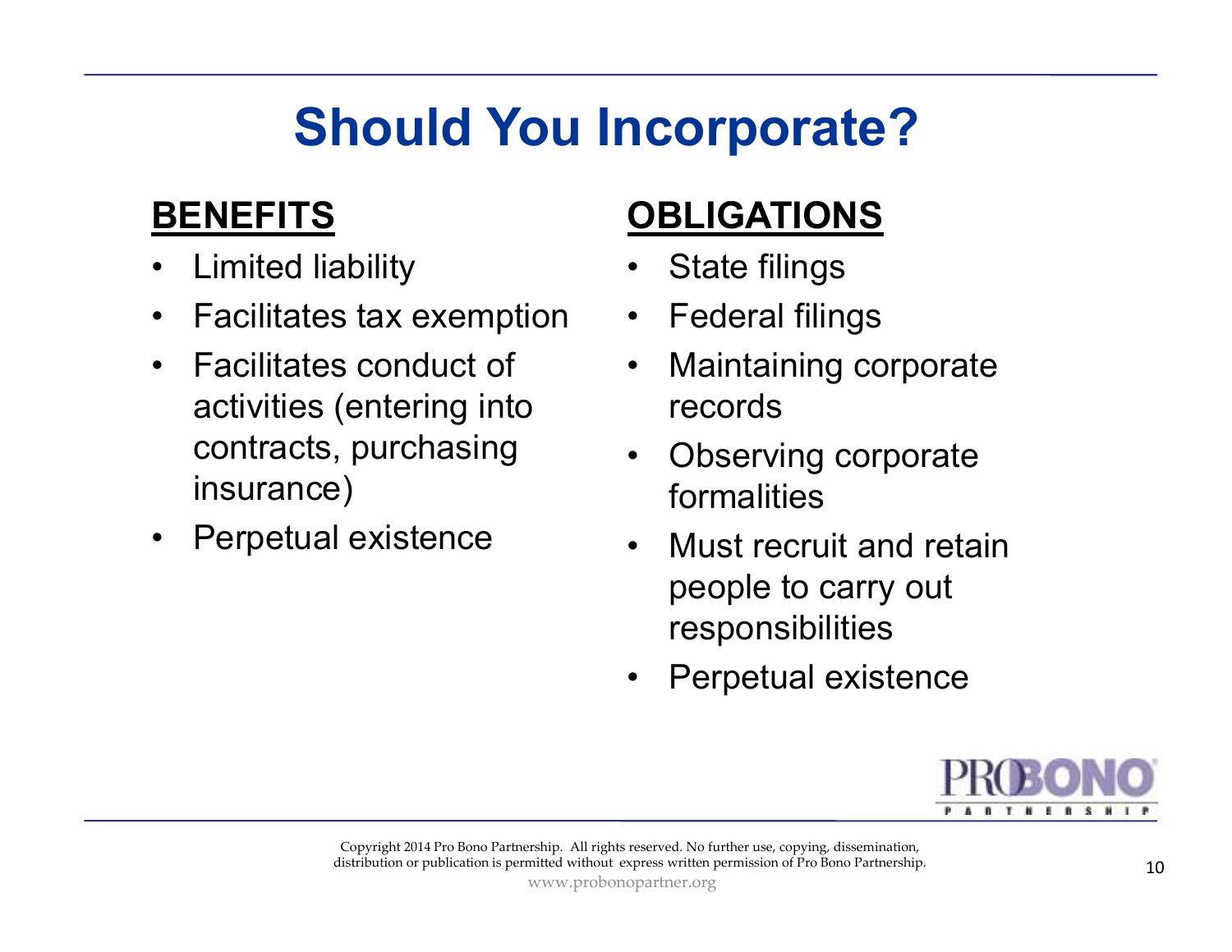# Should You Incorporate?

**BENEFITS**

- Limited liability
- Facilitates tax exemption
- Facilitates conduct of activities (entering into contracts, purchasing insurance)
- Perpetual existence

**OBLIGATIONS**

- State filings
- Federal filings
- Maintaining corporate records
- Observing corporate formalities
- Must recruit and retain people to carry out responsibilities
- Perpetual existence

Copyright 2014 Pro Bono Partnership. All rights reserved. No further use, copying, dissemination, distribution or publication is permitted without express written permission of Pro Bono Partnership.
www.probonopartner.org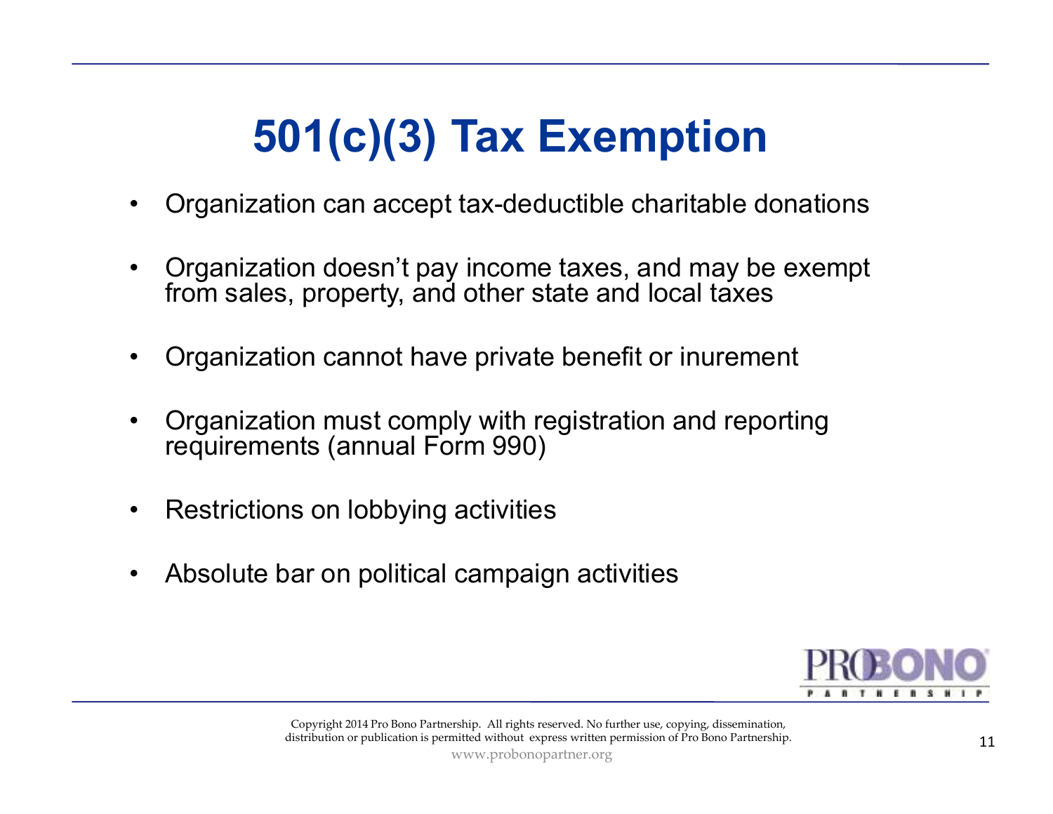# 501(c)(3) Tax Exemption

- Organization can accept tax-deductible charitable donations
- Organization doesn't pay income taxes, and may be exempt from sales, property, and other state and local taxes
- Organization cannot have private benefit or inurement
- Organization must comply with registration and reporting requirements (annual Form 990)
- Restrictions on lobbying activities
- Absolute bar on political campaign activities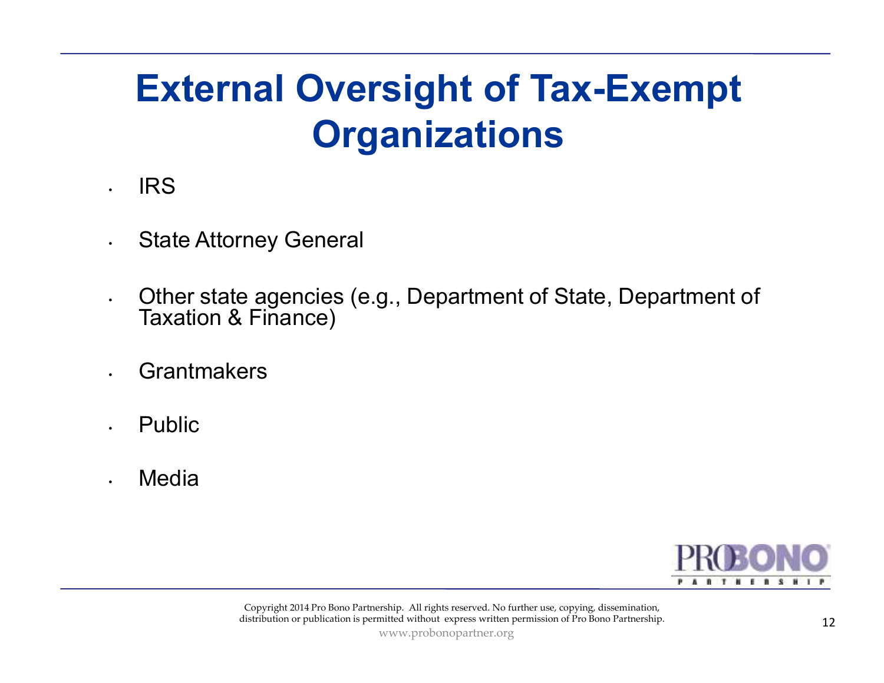# External Oversight of Tax-Exempt Organizations

- IRS
- State Attorney General
- Other state agencies (e.g., Department of State, Department of Taxation & Finance)
- Grantmakers
- Public
- Media

Copyright 2014 Pro Bono Partnership. All rights reserved. No further use, copying, dissemination, distribution or publication is permitted without express written permission of Pro Bono Partnership.

www.probonopartner.org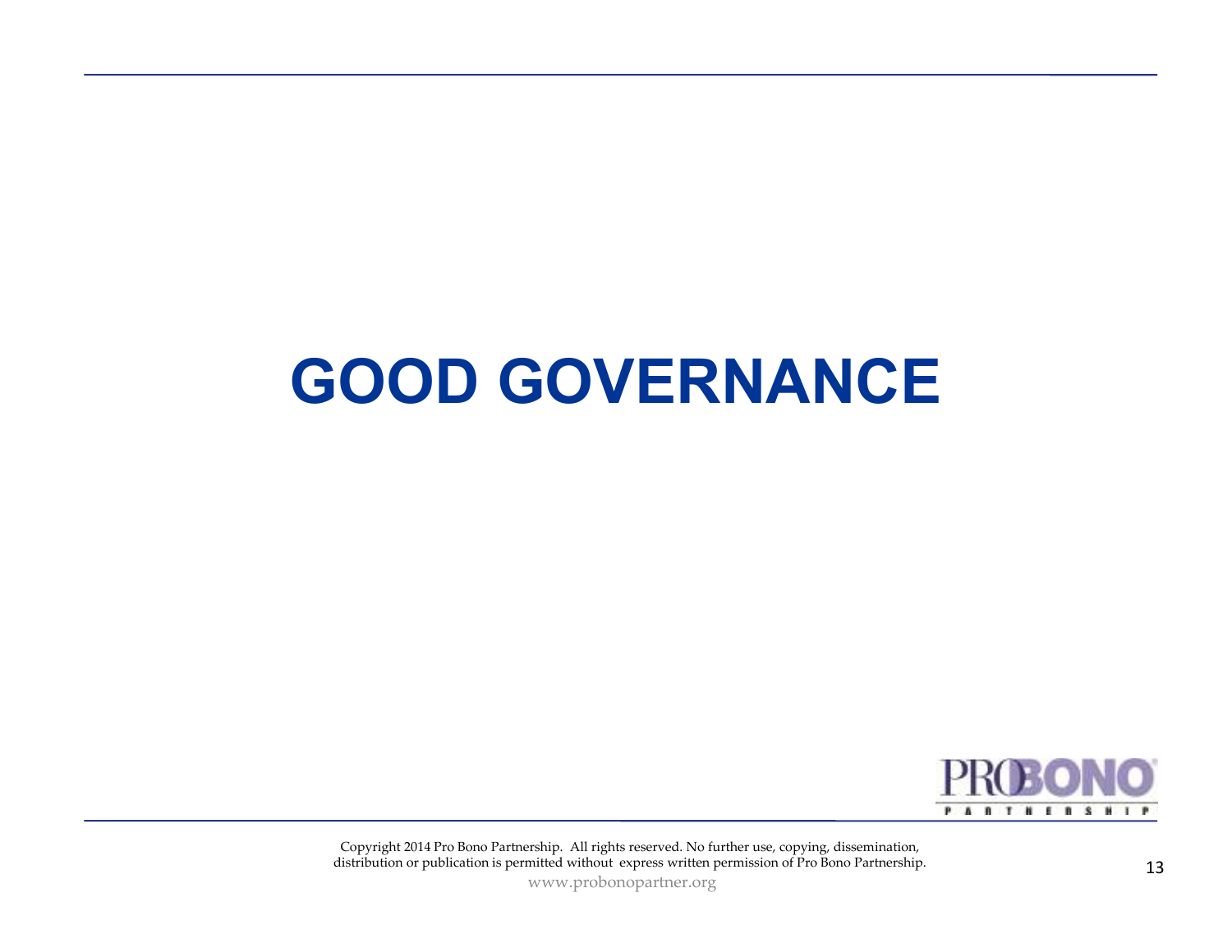# GOOD GOVERNANCE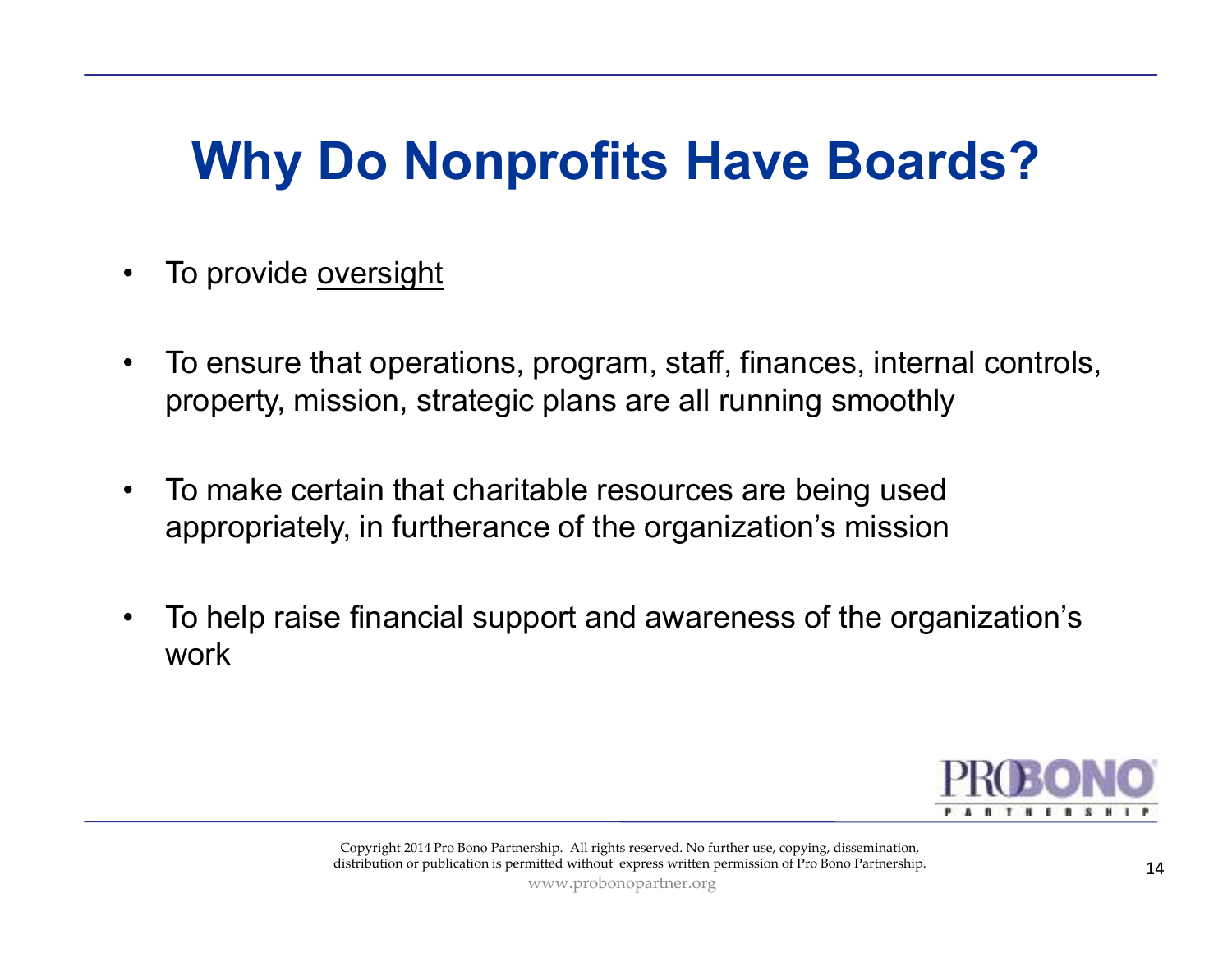# Why Do Nonprofits Have Boards?

- To provide <u>oversight</u>
- To ensure that operations, program, staff, finances, internal controls, property, mission, strategic plans are all running smoothly
- To make certain that charitable resources are being used appropriately, in furtherance of the organization's mission
- To help raise financial support and awareness of the organization's work

Copyright 2014 Pro Bono Partnership. All rights reserved. No further use, copying, dissemination, distribution or publication is permitted without express written permission of Pro Bono Partnership.

www.probonopartner.org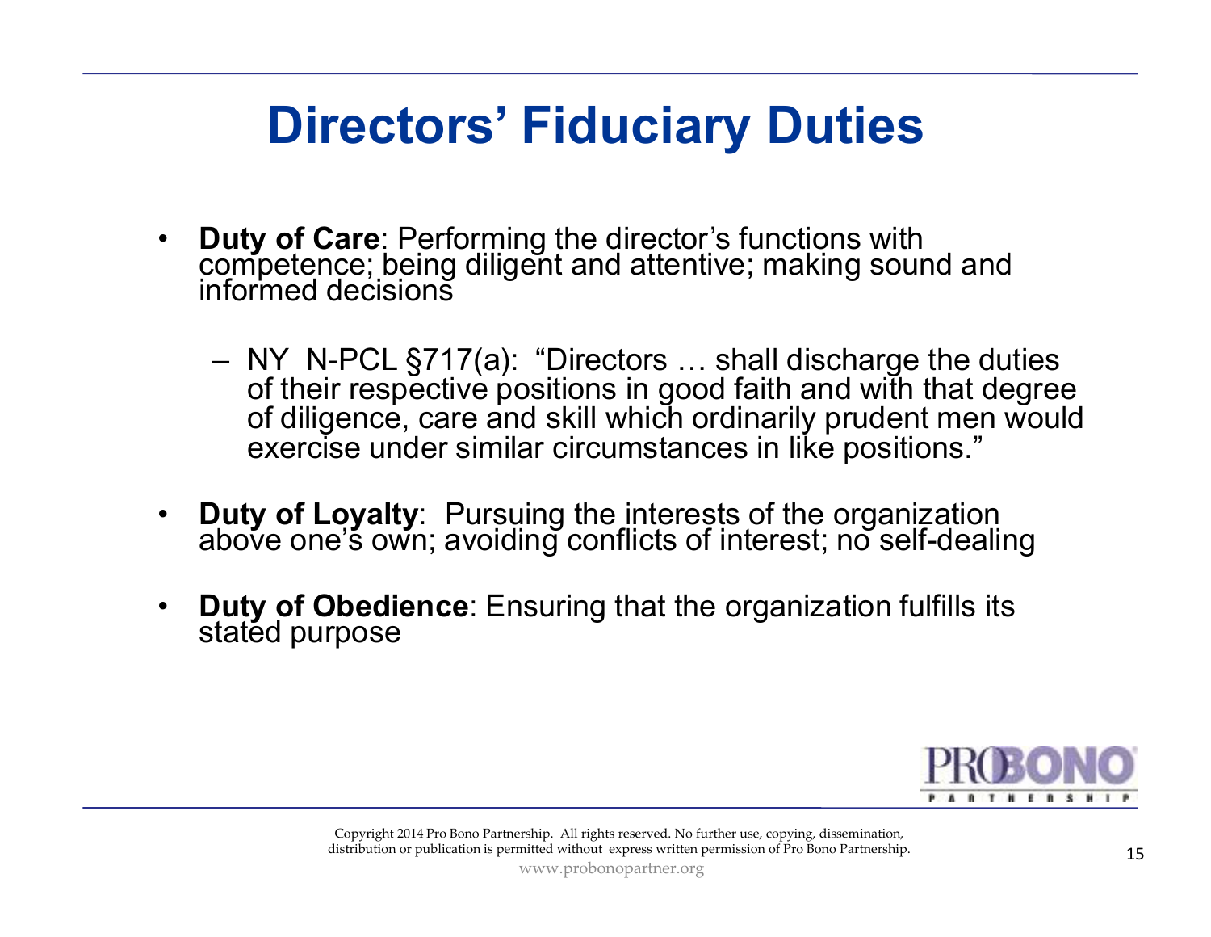# Directors' Fiduciary Duties

- **Duty of Care**: Performing the director's functions with competence; being diligent and attentive; making sound and informed decisions
  - NY N-PCL §717(a): "Directors … shall discharge the duties of their respective positions in good faith and with that degree of diligence, care and skill which ordinarily prudent men would exercise under similar circumstances in like positions."
- **Duty of Loyalty**: Pursuing the interests of the organization above one's own; avoiding conflicts of interest; no self-dealing
- **Duty of Obedience**: Ensuring that the organization fulfills its stated purpose

Copyright 2014 Pro Bono Partnership. All rights reserved. No further use, copying, dissemination, distribution or publication is permitted without express written permission of Pro Bono Partnership.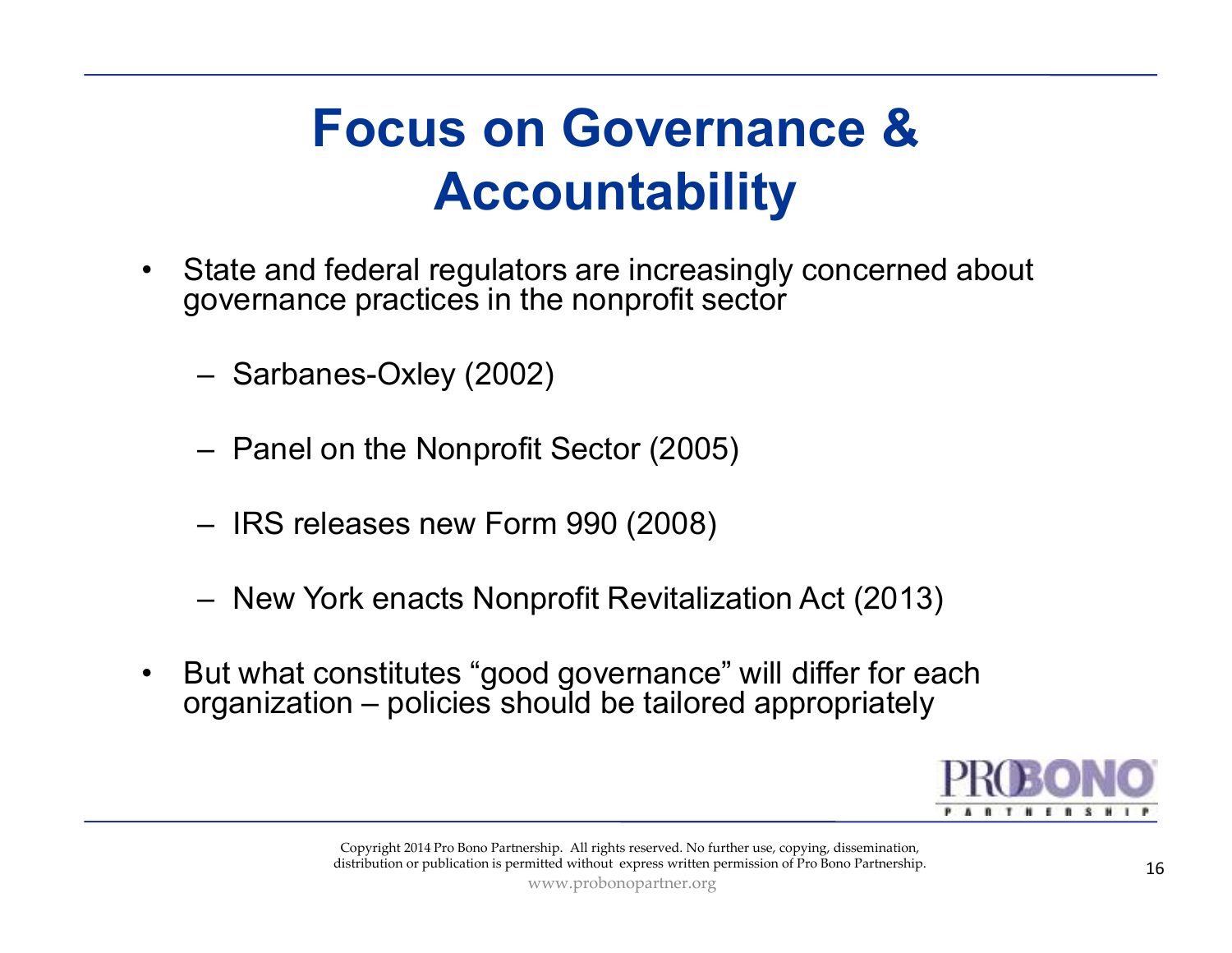# Focus on Governance & Accountability

- State and federal regulators are increasingly concerned about governance practices in the nonprofit sector
  - Sarbanes-Oxley (2002)
  - Panel on the Nonprofit Sector (2005)
  - IRS releases new Form 990 (2008)
  - New York enacts Nonprofit Revitalization Act (2013)
- But what constitutes "good governance" will differ for each organization – policies should be tailored appropriately

Copyright 2014 Pro Bono Partnership. All rights reserved. No further use, copying, dissemination, distribution or publication is permitted without express written permission of Pro Bono Partnership.

www.probonopartner.org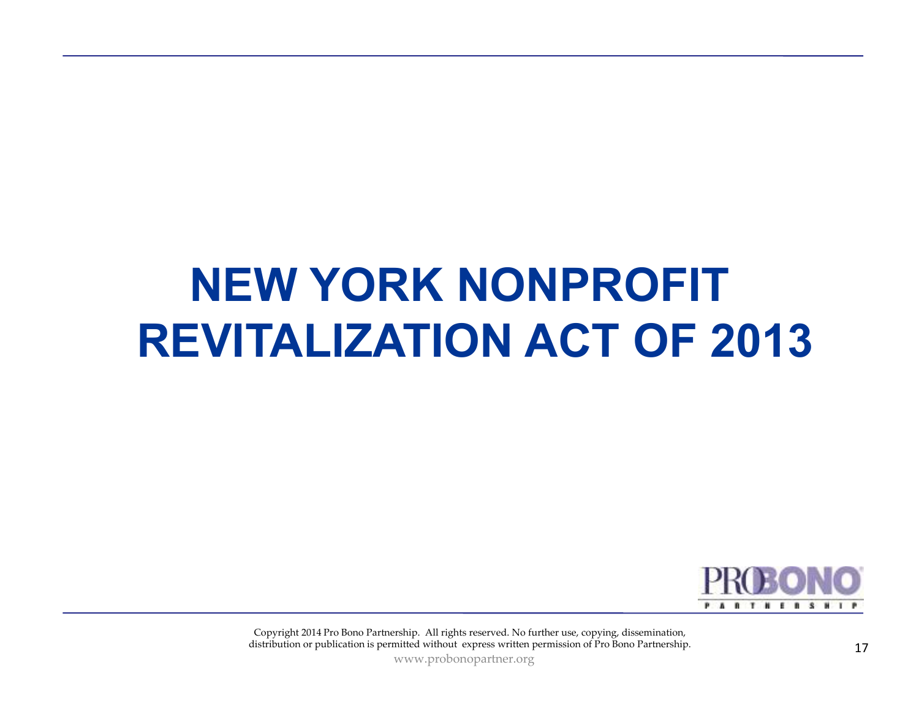# NEW YORK NONPROFIT REVITALIZATION ACT OF 2013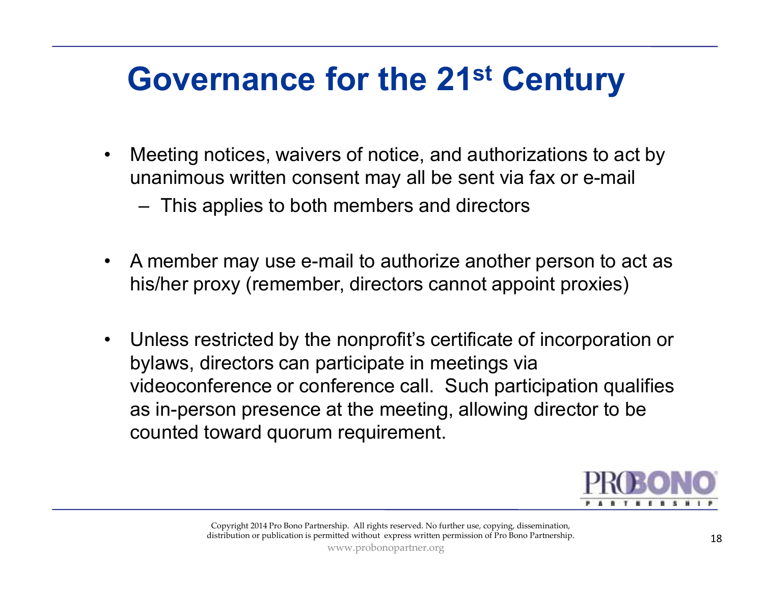# Governance for the 21st Century

- Meeting notices, waivers of notice, and authorizations to act by unanimous written consent may all be sent via fax or e-mail
  - This applies to both members and directors

- A member may use e-mail to authorize another person to act as his/her proxy (remember, directors cannot appoint proxies)

- Unless restricted by the nonprofit's certificate of incorporation or bylaws, directors can participate in meetings via videoconference or conference call. Such participation qualifies as in-person presence at the meeting, allowing director to be counted toward quorum requirement.

Copyright 2014 Pro Bono Partnership. All rights reserved. No further use, copying, dissemination, distribution or publication is permitted without express written permission of Pro Bono Partnership.

www.probonopartner.org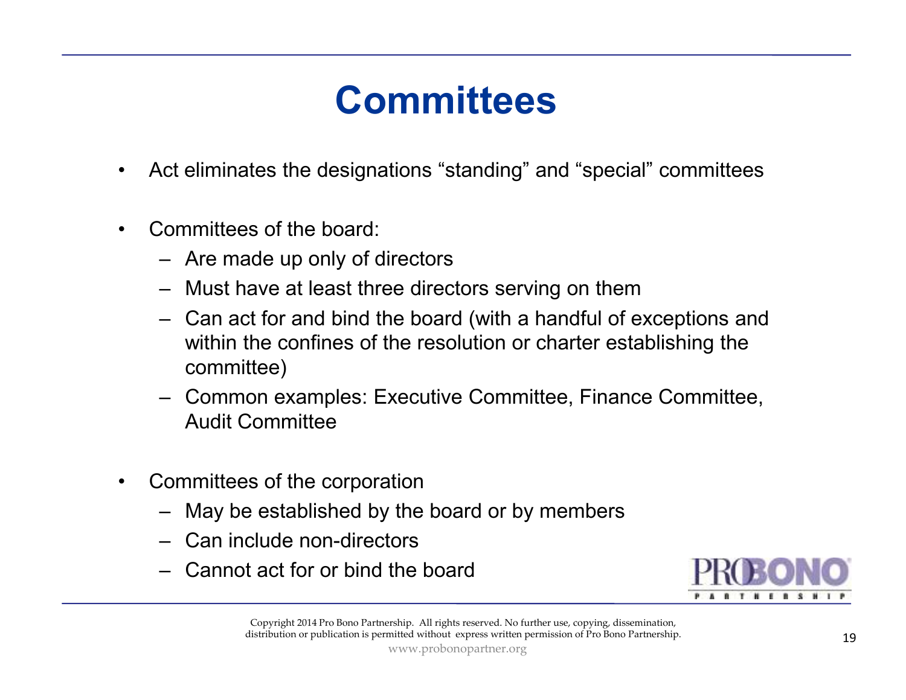# Committees

- Act eliminates the designations "standing" and "special" committees

- Committees of the board:
  - Are made up only of directors
  - Must have at least three directors serving on them
  - Can act for and bind the board (with a handful of exceptions and within the confines of the resolution or charter establishing the committee)
  - Common examples: Executive Committee, Finance Committee, Audit Committee

- Committees of the corporation
  - May be established by the board or by members
  - Can include non-directors
  - Cannot act for or bind the board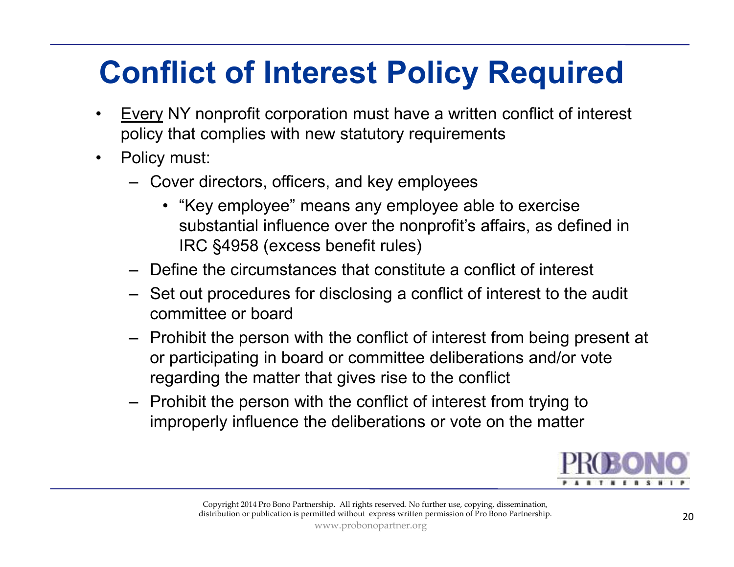# Conflict of Interest Policy Required

- <u>Every</u> NY nonprofit corporation must have a written conflict of interest policy that complies with new statutory requirements
- Policy must:
  - Cover directors, officers, and key employees
    - "Key employee" means any employee able to exercise substantial influence over the nonprofit's affairs, as defined in IRC §4958 (excess benefit rules)
  - Define the circumstances that constitute a conflict of interest
  - Set out procedures for disclosing a conflict of interest to the audit committee or board
  - Prohibit the person with the conflict of interest from being present at or participating in board or committee deliberations and/or vote regarding the matter that gives rise to the conflict
  - Prohibit the person with the conflict of interest from trying to improperly influence the deliberations or vote on the matter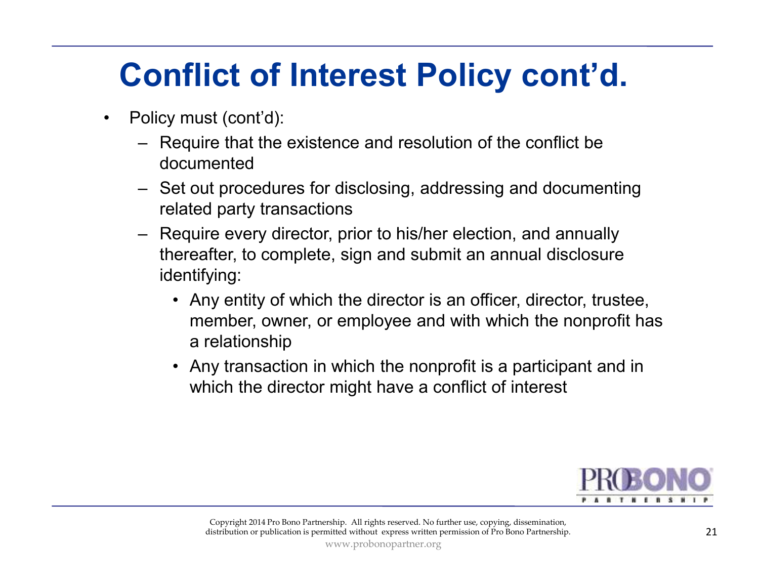# Conflict of Interest Policy cont'd.

- Policy must (cont'd):
  - Require that the existence and resolution of the conflict be documented
  - Set out procedures for disclosing, addressing and documenting related party transactions
  - Require every director, prior to his/her election, and annually thereafter, to complete, sign and submit an annual disclosure identifying:
    - Any entity of which the director is an officer, director, trustee, member, owner, or employee and with which the nonprofit has a relationship
    - Any transaction in which the nonprofit is a participant and in which the director might have a conflict of interest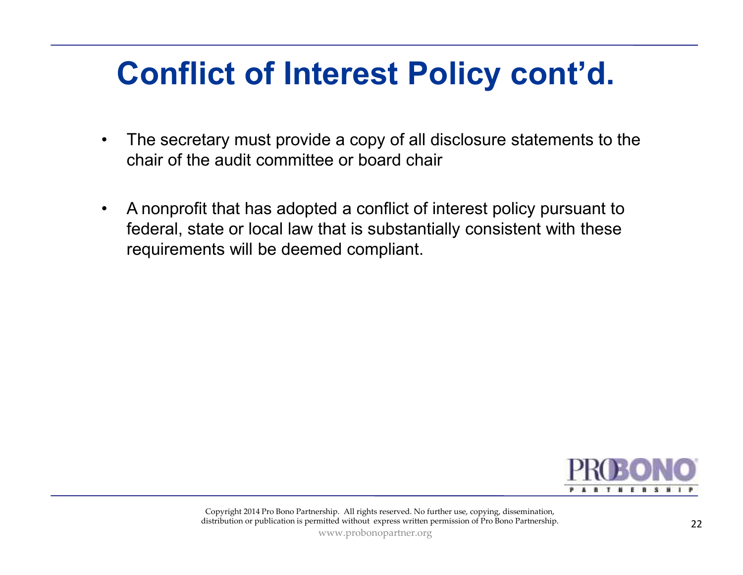# Conflict of Interest Policy cont'd.

- The secretary must provide a copy of all disclosure statements to the chair of the audit committee or board chair
- A nonprofit that has adopted a conflict of interest policy pursuant to federal, state or local law that is substantially consistent with these requirements will be deemed compliant.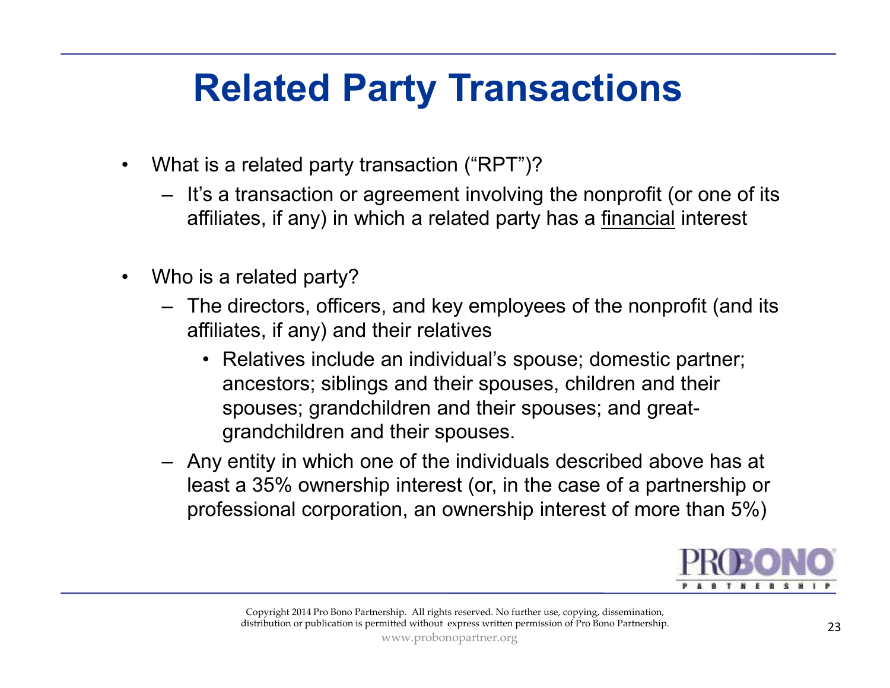# Related Party Transactions

- What is a related party transaction ("RPT")?
  - It's a transaction or agreement involving the nonprofit (or one of its affiliates, if any) in which a related party has a financial interest
- Who is a related party?
  - The directors, officers, and key employees of the nonprofit (and its affiliates, if any) and their relatives
    - Relatives include an individual's spouse; domestic partner; ancestors; siblings and their spouses, children and their spouses; grandchildren and their spouses; and great-grandchildren and their spouses.
  - Any entity in which one of the individuals described above has at least a 35% ownership interest (or, in the case of a partnership or professional corporation, an ownership interest of more than 5%)

Copyright 2014 Pro Bono Partnership. All rights reserved. No further use, copying, dissemination, distribution or publication is permitted without express written permission of Pro Bono Partnership.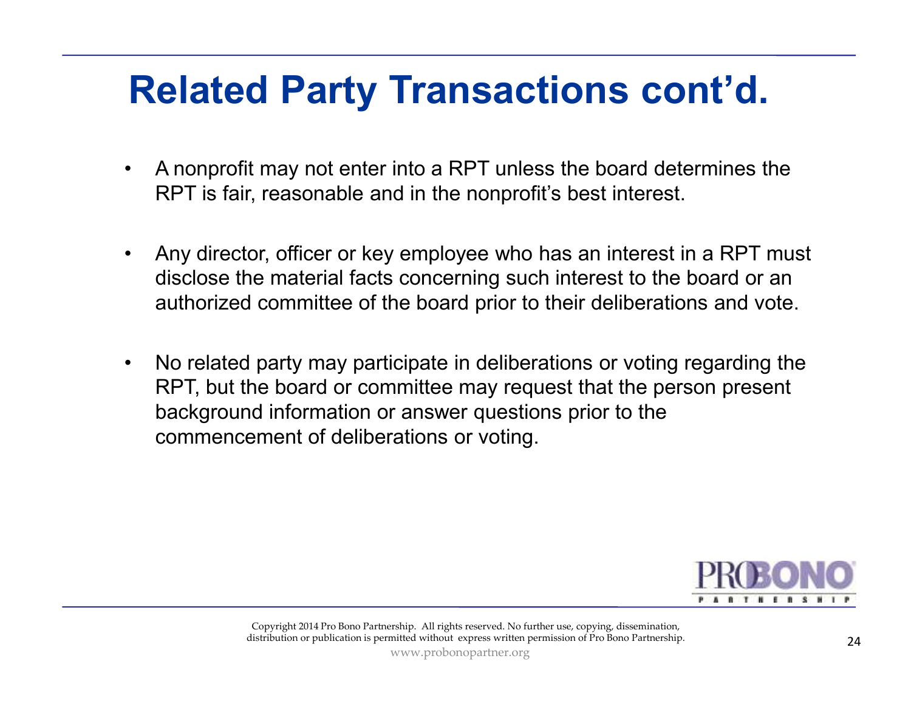# Related Party Transactions cont'd.

- A nonprofit may not enter into a RPT unless the board determines the RPT is fair, reasonable and in the nonprofit's best interest.
- Any director, officer or key employee who has an interest in a RPT must disclose the material facts concerning such interest to the board or an authorized committee of the board prior to their deliberations and vote.
- No related party may participate in deliberations or voting regarding the RPT, but the board or committee may request that the person present background information or answer questions prior to the commencement of deliberations or voting.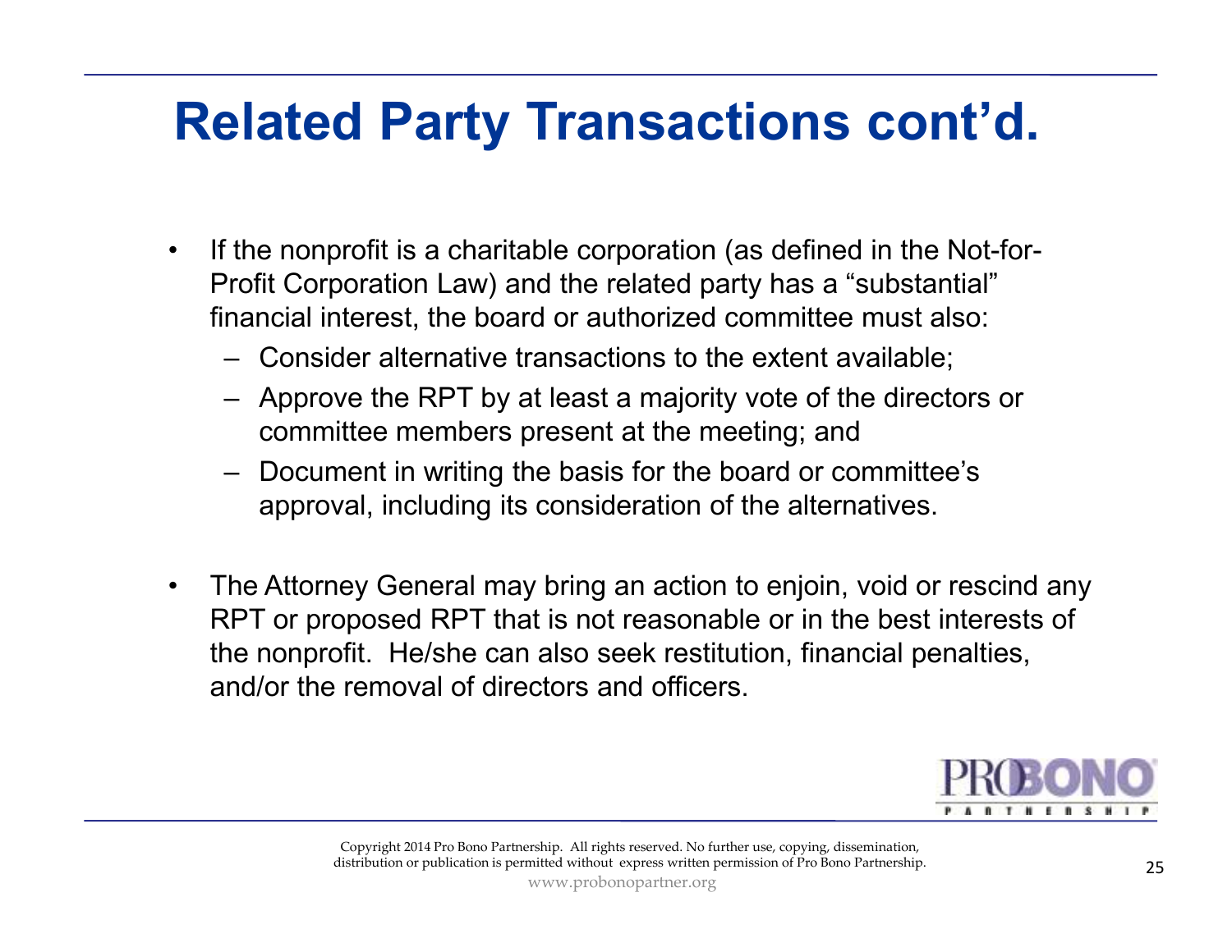# Related Party Transactions cont'd.

- If the nonprofit is a charitable corporation (as defined in the Not-for-Profit Corporation Law) and the related party has a "substantial" financial interest, the board or authorized committee must also:
  - Consider alternative transactions to the extent available;
  - Approve the RPT by at least a majority vote of the directors or committee members present at the meeting; and
  - Document in writing the basis for the board or committee's approval, including its consideration of the alternatives.

- The Attorney General may bring an action to enjoin, void or rescind any RPT or proposed RPT that is not reasonable or in the best interests of the nonprofit. He/she can also seek restitution, financial penalties, and/or the removal of directors and officers.

Copyright 2014 Pro Bono Partnership. All rights reserved. No further use, copying, dissemination, distribution or publication is permitted without express written permission of Pro Bono Partnership.

www.probonopartner.org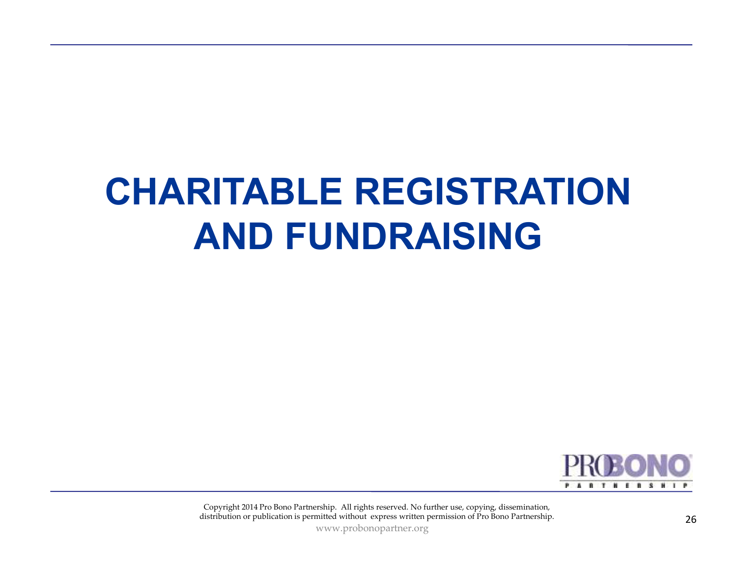# CHARITABLE REGISTRATION AND FUNDRAISING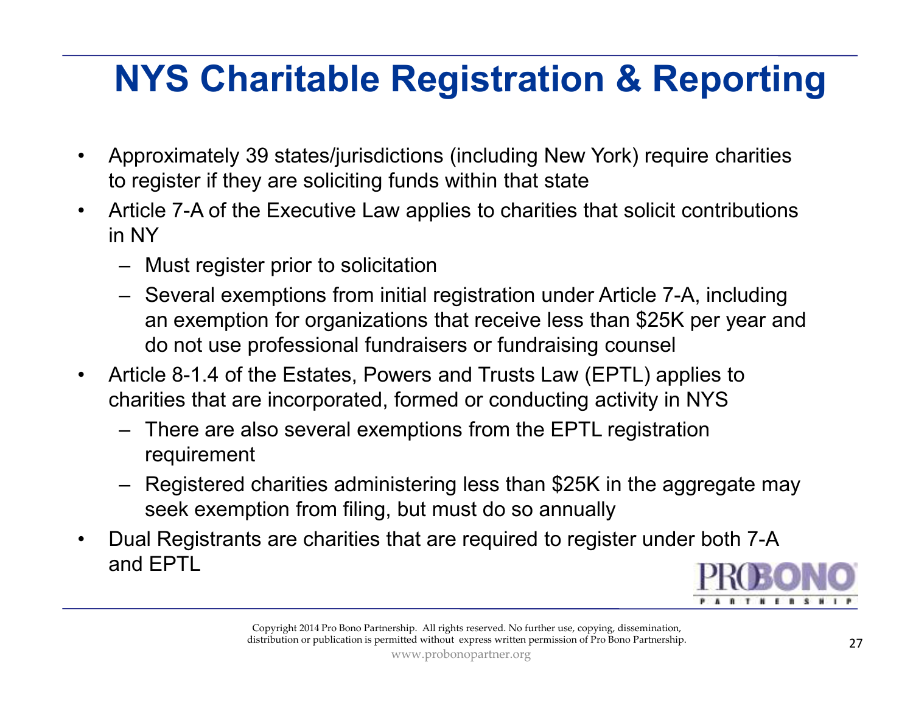# NYS Charitable Registration & Reporting

- Approximately 39 states/jurisdictions (including New York) require charities to register if they are soliciting funds within that state
- Article 7-A of the Executive Law applies to charities that solicit contributions in NY
  - Must register prior to solicitation
  - Several exemptions from initial registration under Article 7-A, including an exemption for organizations that receive less than $25K per year and do not use professional fundraisers or fundraising counsel
- Article 8-1.4 of the Estates, Powers and Trusts Law (EPTL) applies to charities that are incorporated, formed or conducting activity in NYS
  - There are also several exemptions from the EPTL registration requirement
  - Registered charities administering less than $25K in the aggregate may seek exemption from filing, but must do so annually
- Dual Registrants are charities that are required to register under both 7-A and EPTL

Copyright 2014 Pro Bono Partnership. All rights reserved. No further use, copying, dissemination, distribution or publication is permitted without express written permission of Pro Bono Partnership.
www.probonopartner.org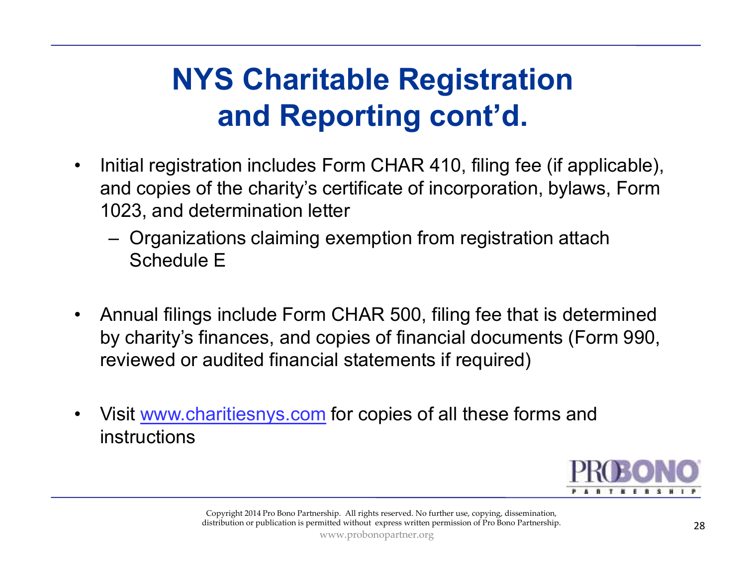# NYS Charitable Registration and Reporting cont'd.

- Initial registration includes Form CHAR 410, filing fee (if applicable), and copies of the charity's certificate of incorporation, bylaws, Form 1023, and determination letter
  - Organizations claiming exemption from registration attach Schedule E

- Annual filings include Form CHAR 500, filing fee that is determined by charity's finances, and copies of financial documents (Form 990, reviewed or audited financial statements if required)

- Visit [www.charitiesnys.com](http://www.charitiesnys.com) for copies of all these forms and instructions

Copyright 2014 Pro Bono Partnership. All rights reserved. No further use, copying, dissemination, distribution or publication is permitted without express written permission of Pro Bono Partnership.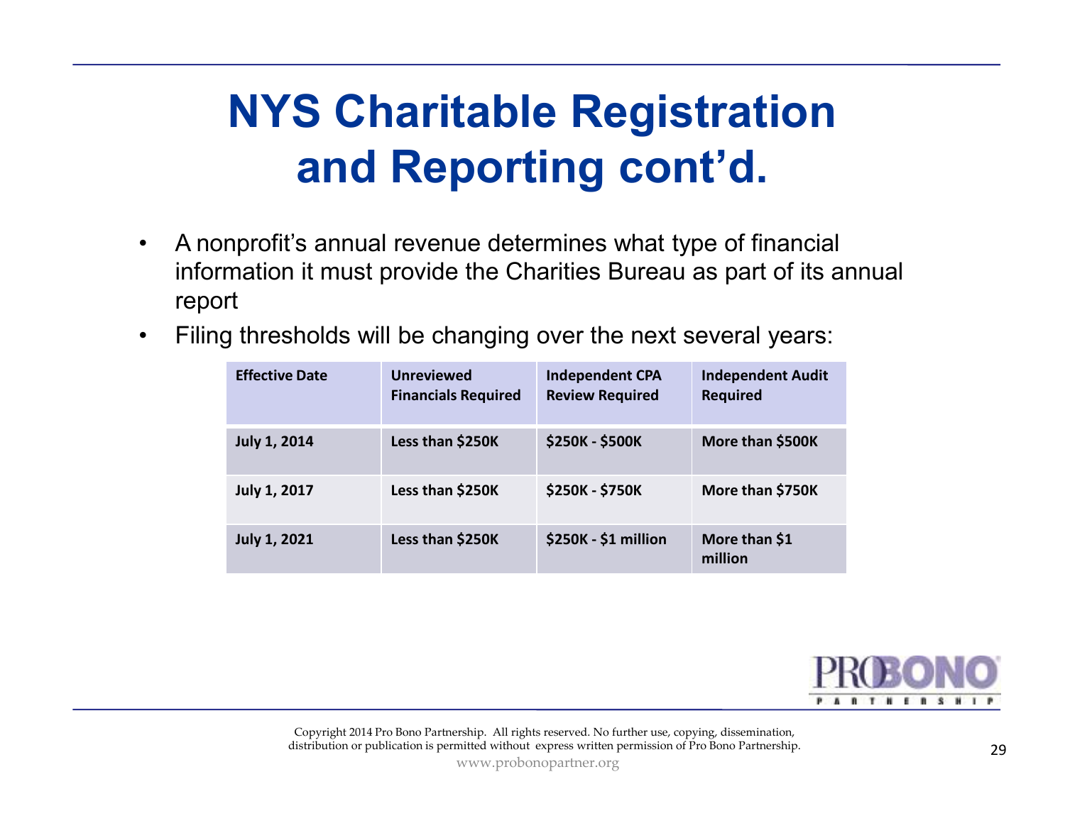# NYS Charitable Registration and Reporting cont'd.

- A nonprofit's annual revenue determines what type of financial information it must provide the Charities Bureau as part of its annual report
- Filing thresholds will be changing over the next several years:

| Effective Date | Unreviewed Financials Required | Independent CPA Review Required | Independent Audit Required |
|---|---|---|---|
| July 1, 2014 | Less than $250K | $250K - $500K | More than $500K |
| July 1, 2017 | Less than $250K | $250K - $750K | More than $750K |
| July 1, 2021 | Less than $250K | $250K - $1 million | More than $1 million |

Copyright 2014 Pro Bono Partnership. All rights reserved. No further use, copying, dissemination, distribution or publication is permitted without express written permission of Pro Bono Partnership.

www.probonopartner.org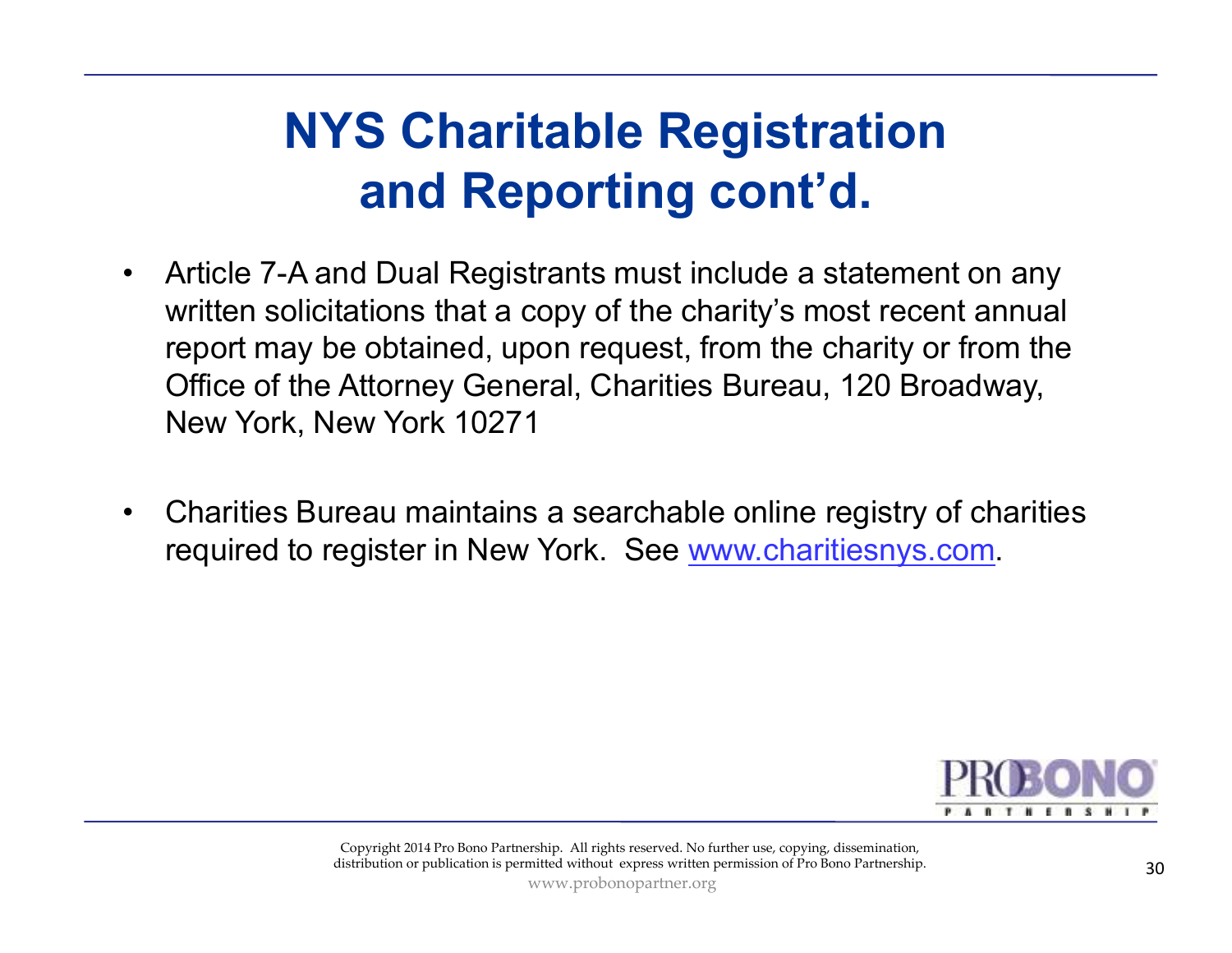# NYS Charitable Registration and Reporting cont'd.

- Article 7-A and Dual Registrants must include a statement on any written solicitations that a copy of the charity's most recent annual report may be obtained, upon request, from the charity or from the Office of the Attorney General, Charities Bureau, 120 Broadway, New York, New York 10271
- Charities Bureau maintains a searchable online registry of charities required to register in New York. See www.charitiesnys.com.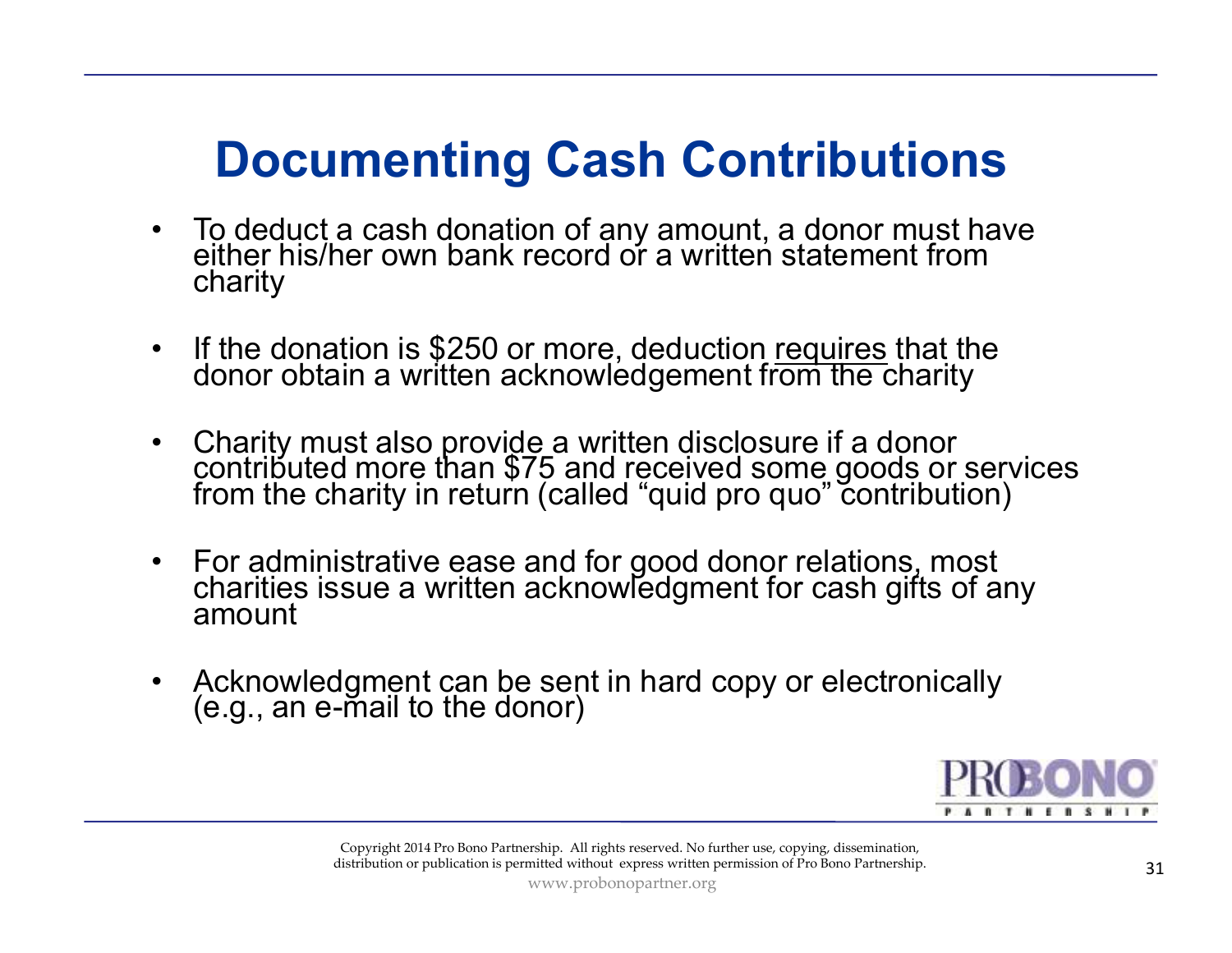# Documenting Cash Contributions

- To deduct a cash donation of any amount, a donor must have either his/her own bank record or a written statement from charity
- If the donation is $250 or more, deduction <u>requires</u> that the donor obtain a written acknowledgement from the charity
- Charity must also provide a written disclosure if a donor contributed more than $75 and received some goods or services from the charity in return (called "quid pro quo" contribution)
- For administrative ease and for good donor relations, most charities issue a written acknowledgment for cash gifts of any amount
- Acknowledgment can be sent in hard copy or electronically (e.g., an e-mail to the donor)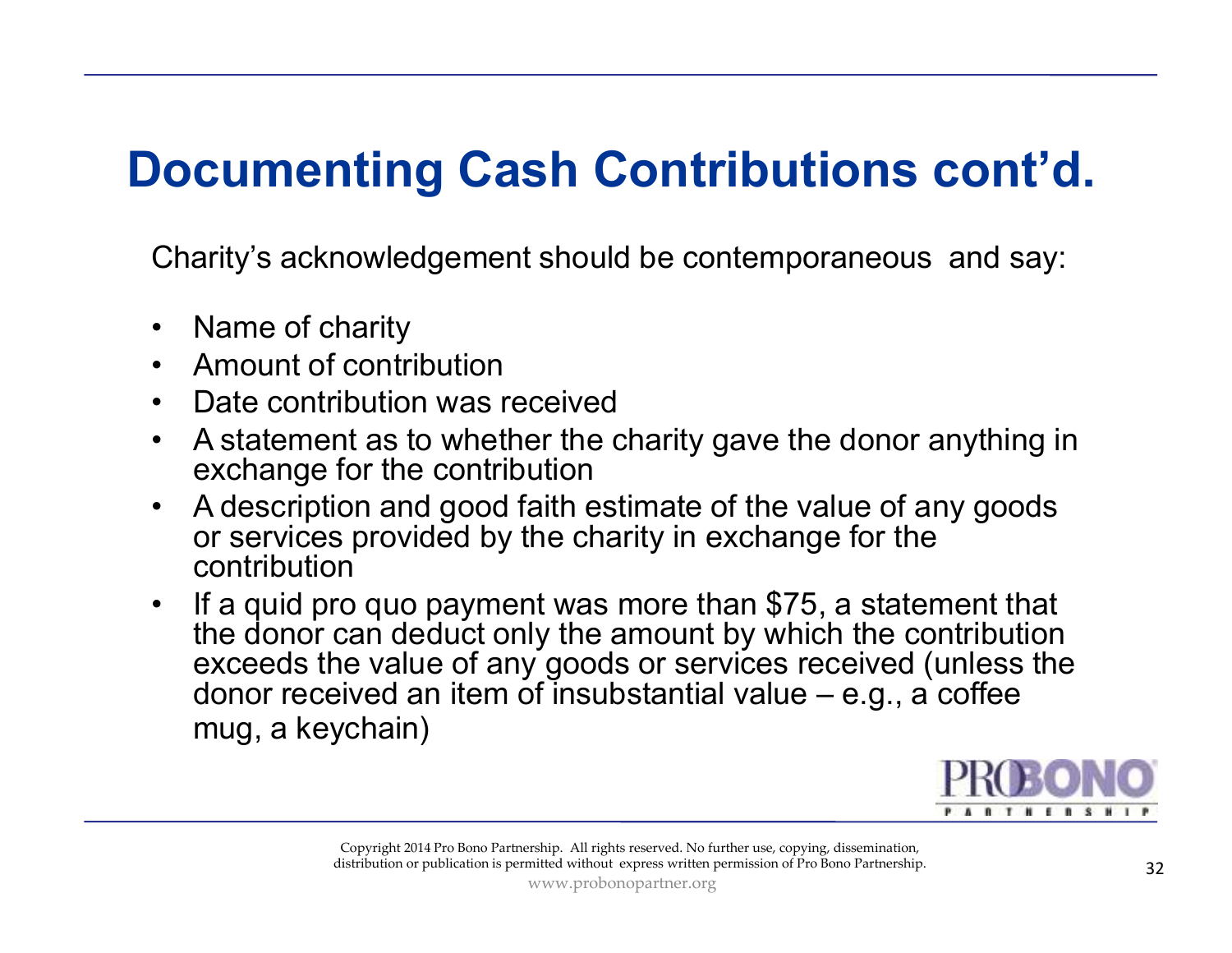# Documenting Cash Contributions cont'd.

Charity's acknowledgement should be contemporaneous and say:

- Name of charity
- Amount of contribution
- Date contribution was received
- A statement as to whether the charity gave the donor anything in exchange for the contribution
- A description and good faith estimate of the value of any goods or services provided by the charity in exchange for the contribution
- If a quid pro quo payment was more than $75, a statement that the donor can deduct only the amount by which the contribution exceeds the value of any goods or services received (unless the donor received an item of insubstantial value – e.g., a coffee mug, a keychain)

Copyright 2014 Pro Bono Partnership. All rights reserved. No further use, copying, dissemination, distribution or publication is permitted without express written permission of Pro Bono Partnership.

www.probonopartner.org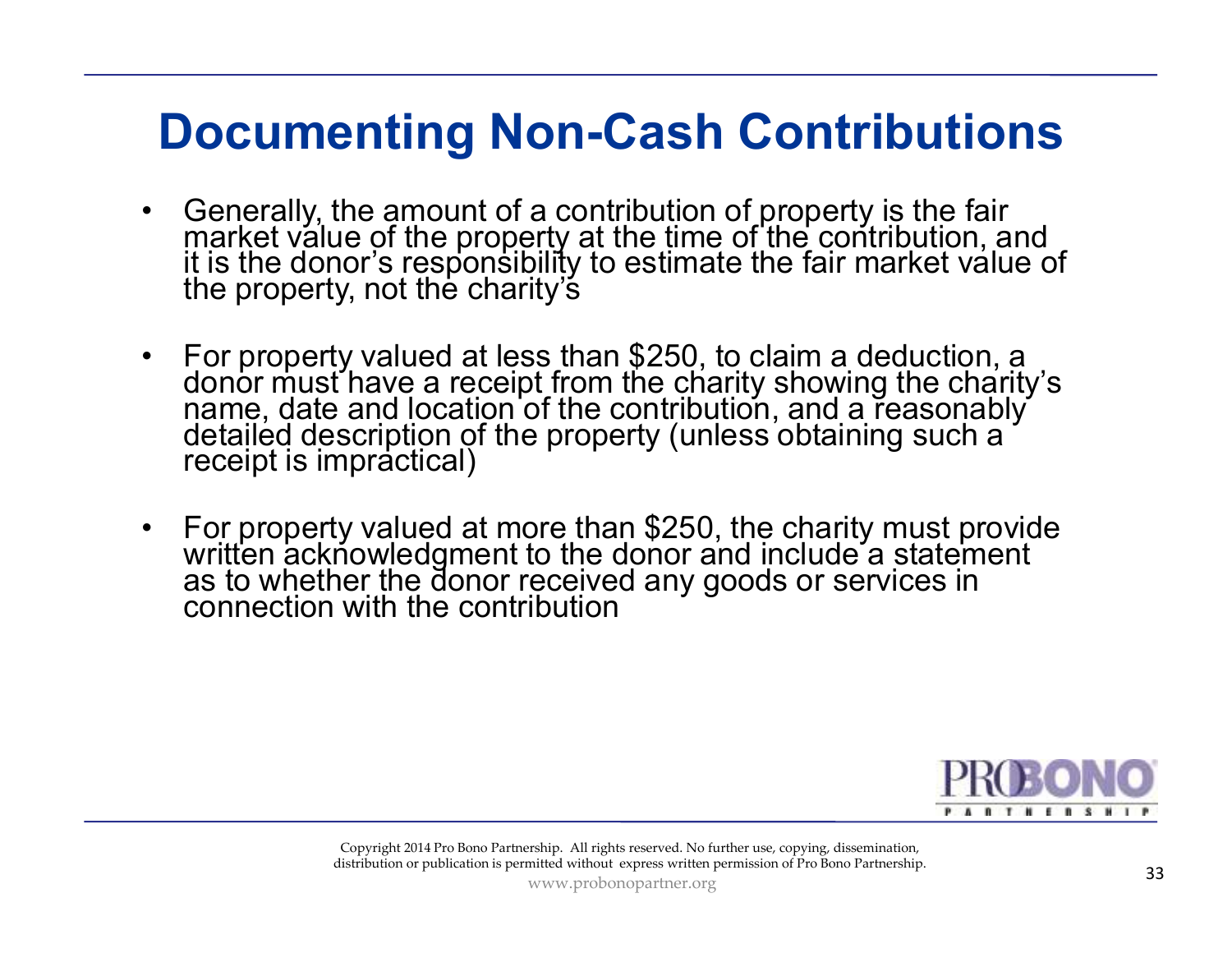# Documenting Non-Cash Contributions

- Generally, the amount of a contribution of property is the fair market value of the property at the time of the contribution, and it is the donor's responsibility to estimate the fair market value of the property, not the charity's
- For property valued at less than $250, to claim a deduction, a donor must have a receipt from the charity showing the charity's name, date and location of the contribution, and a reasonably detailed description of the property (unless obtaining such a receipt is impractical)
- For property valued at more than $250, the charity must provide written acknowledgment to the donor and include a statement as to whether the donor received any goods or services in connection with the contribution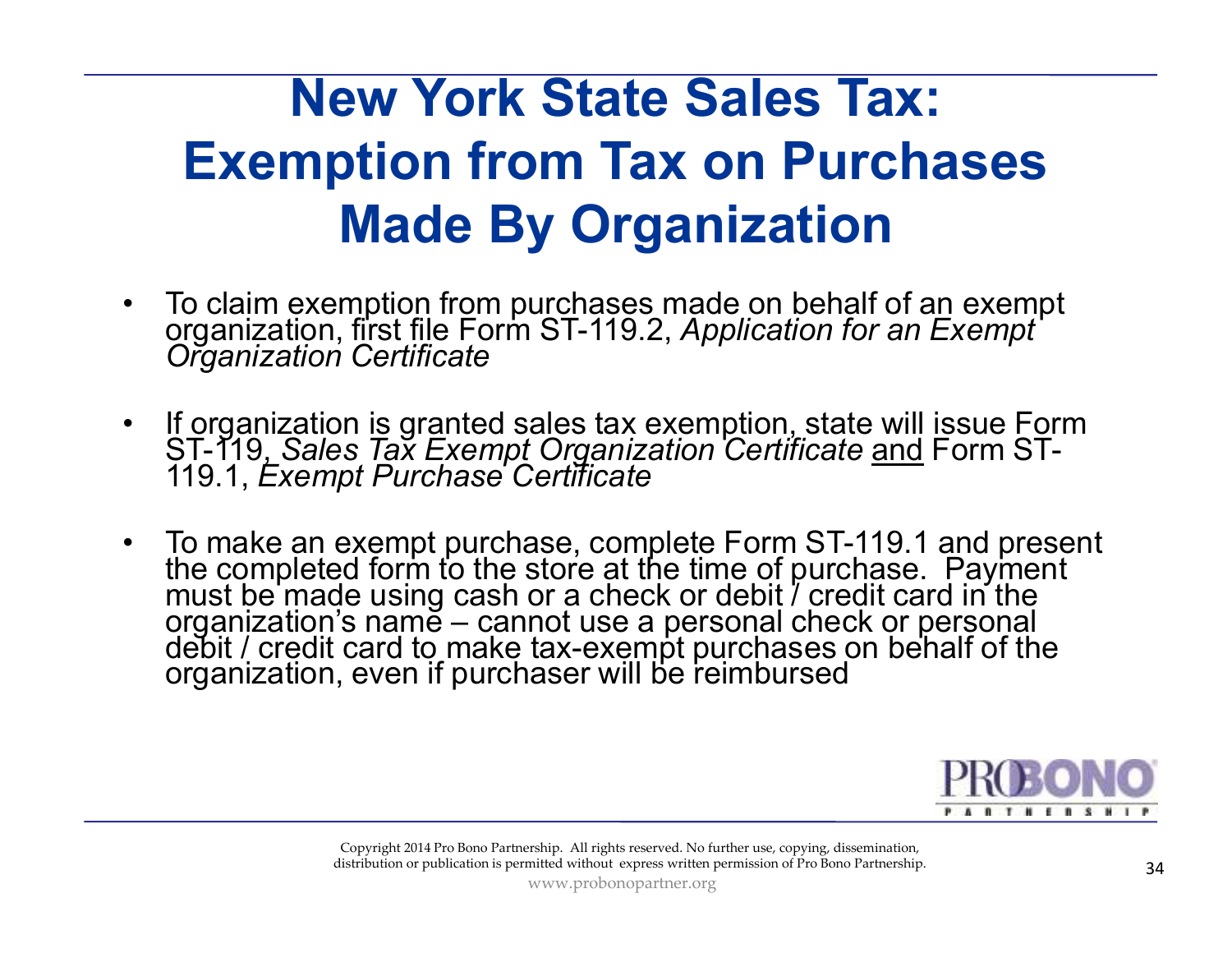# New York State Sales Tax: Exemption from Tax on Purchases Made By Organization

- To claim exemption from purchases made on behalf of an exempt organization, first file Form ST-119.2, *Application for an Exempt Organization Certificate*
- If organization is granted sales tax exemption, state will issue Form ST-119, *Sales Tax Exempt Organization Certificate* and Form ST-119.1, *Exempt Purchase Certificate*
- To make an exempt purchase, complete Form ST-119.1 and present the completed form to the store at the time of purchase. Payment must be made using cash or a check or debit / credit card in the organization's name – cannot use a personal check or personal debit / credit card to make tax-exempt purchases on behalf of the organization, even if purchaser will be reimbursed

PRO BONO PARTNERSHIP

Copyright 2014 Pro Bono Partnership. All rights reserved. No further use, copying, dissemination, distribution or publication is permitted without express written permission of Pro Bono Partnership.

www.probonopartner.org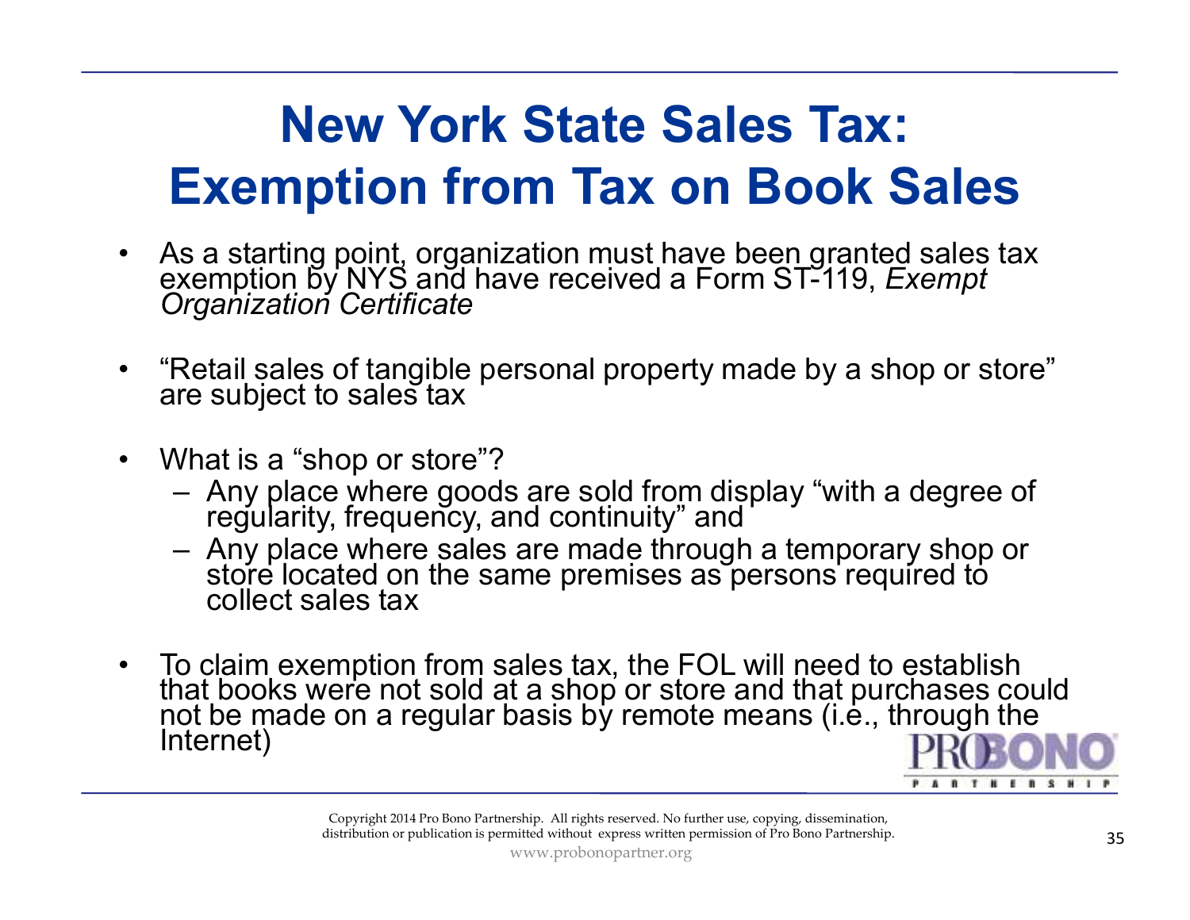# New York State Sales Tax: Exemption from Tax on Book Sales

- As a starting point, organization must have been granted sales tax exemption by NYS and have received a Form ST-119, *Exempt Organization Certificate*
- "Retail sales of tangible personal property made by a shop or store" are subject to sales tax
- What is a "shop or store"?
  - Any place where goods are sold from display "with a degree of regularity, frequency, and continuity" and
  - Any place where sales are made through a temporary shop or store located on the same premises as persons required to collect sales tax
- To claim exemption from sales tax, the FOL will need to establish that books were not sold at a shop or store and that purchases could not be made on a regular basis by remote means (i.e., through the Internet)

Copyright 2014 Pro Bono Partnership. All rights reserved. No further use, copying, dissemination, distribution or publication is permitted without express written permission of Pro Bono Partnership.

www.probonopartner.org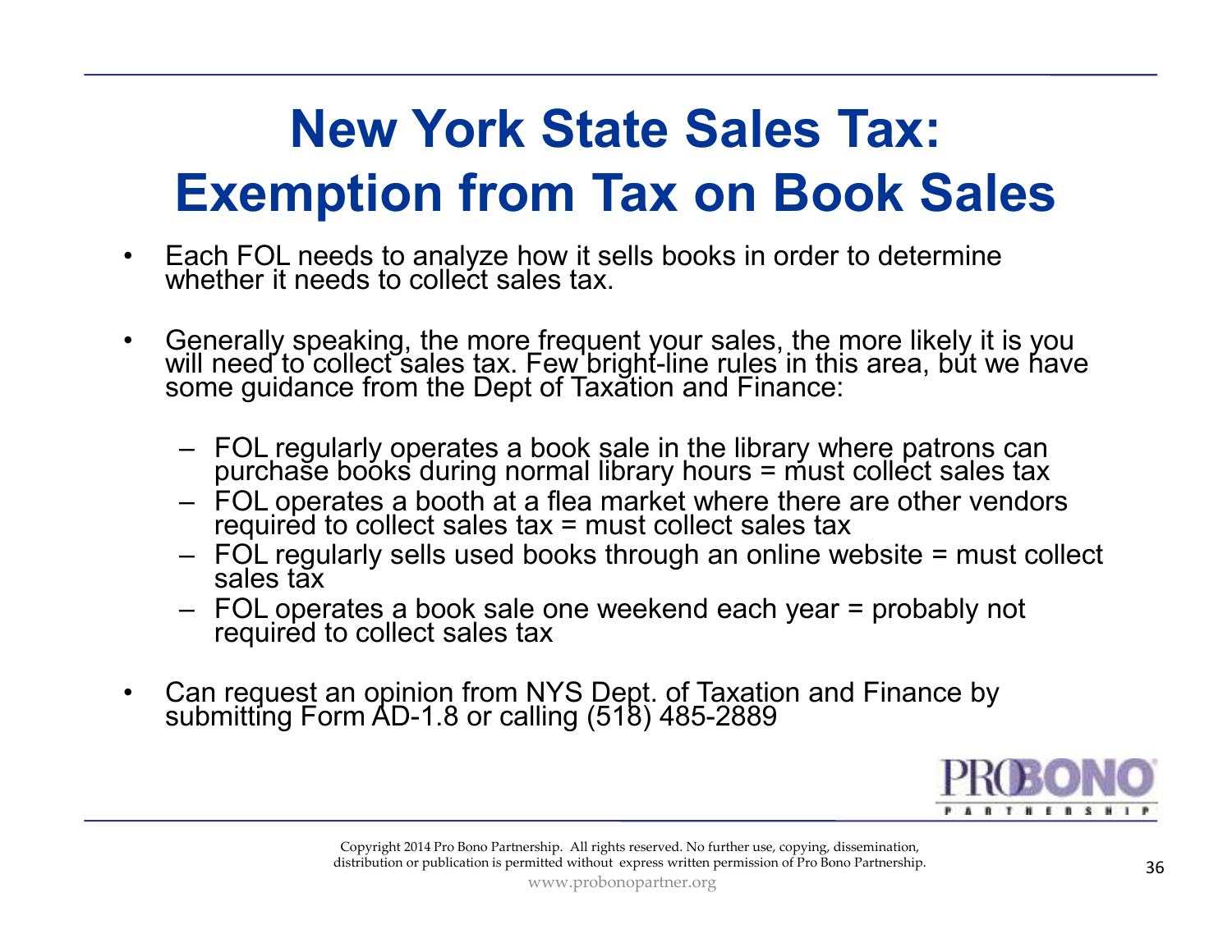# New York State Sales Tax: Exemption from Tax on Book Sales

- Each FOL needs to analyze how it sells books in order to determine whether it needs to collect sales tax.

- Generally speaking, the more frequent your sales, the more likely it is you will need to collect sales tax. Few bright-line rules in this area, but we have some guidance from the Dept of Taxation and Finance:

  – FOL regularly operates a book sale in the library where patrons can purchase books during normal library hours = must collect sales tax
  – FOL operates a booth at a flea market where there are other vendors required to collect sales tax = must collect sales tax
  – FOL regularly sells used books through an online website = must collect sales tax
  – FOL operates a book sale one weekend each year = probably not required to collect sales tax

- Can request an opinion from NYS Dept. of Taxation and Finance by submitting Form AD-1.8 or calling (518) 485-2889

Copyright 2014 Pro Bono Partnership. All rights reserved. No further use, copying, dissemination, distribution or publication is permitted without express written permission of Pro Bono Partnership.
www.probonopartner.org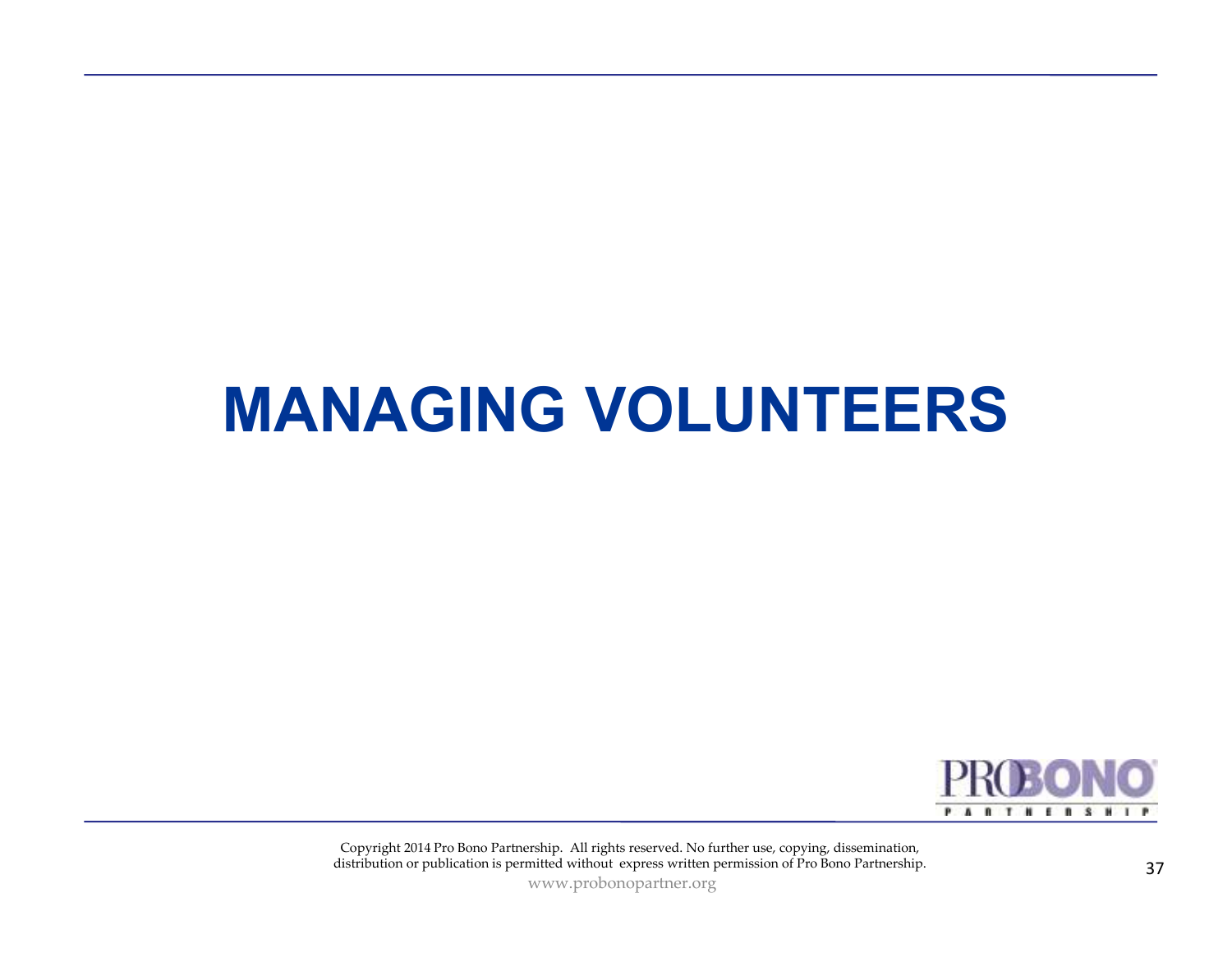# MANAGING VOLUNTEERS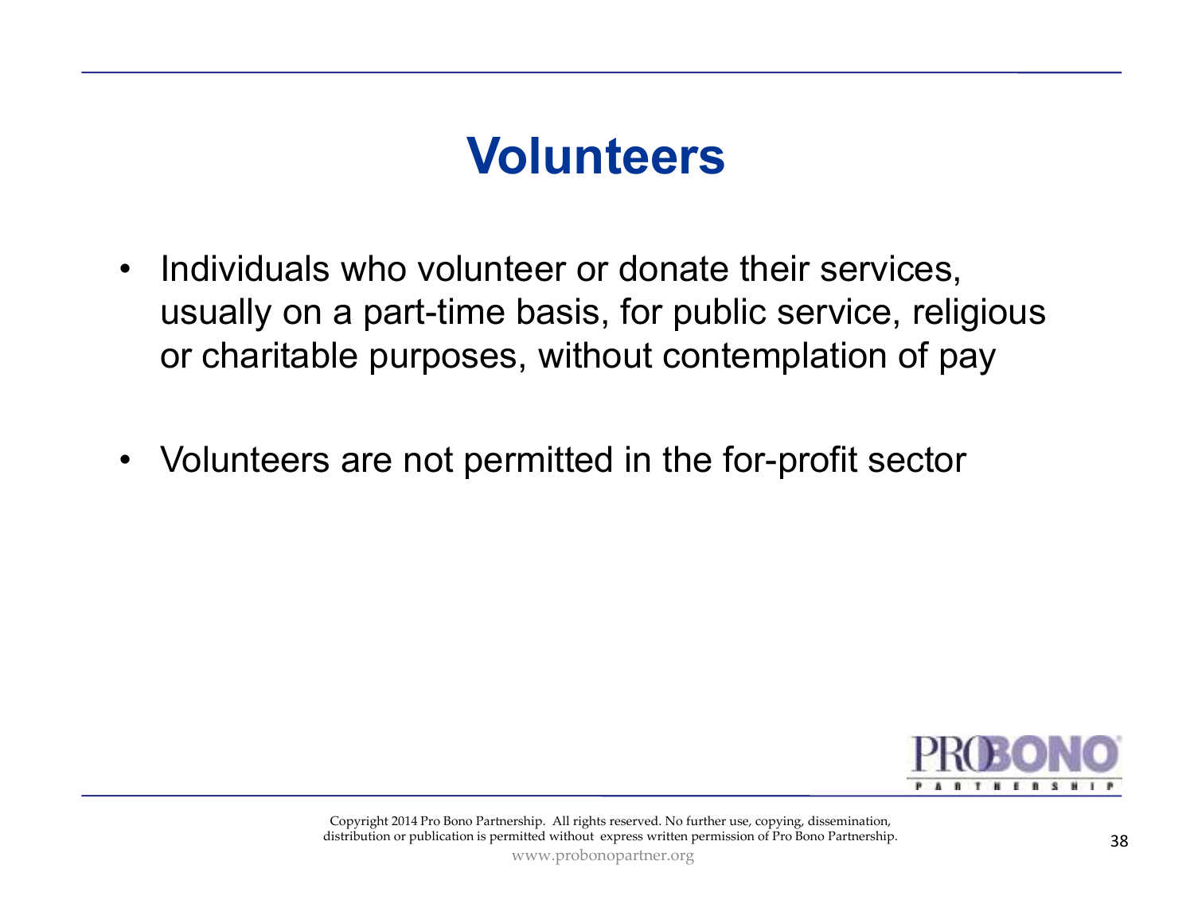# Volunteers

- Individuals who volunteer or donate their services, usually on a part-time basis, for public service, religious or charitable purposes, without contemplation of pay

- Volunteers are not permitted in the for-profit sector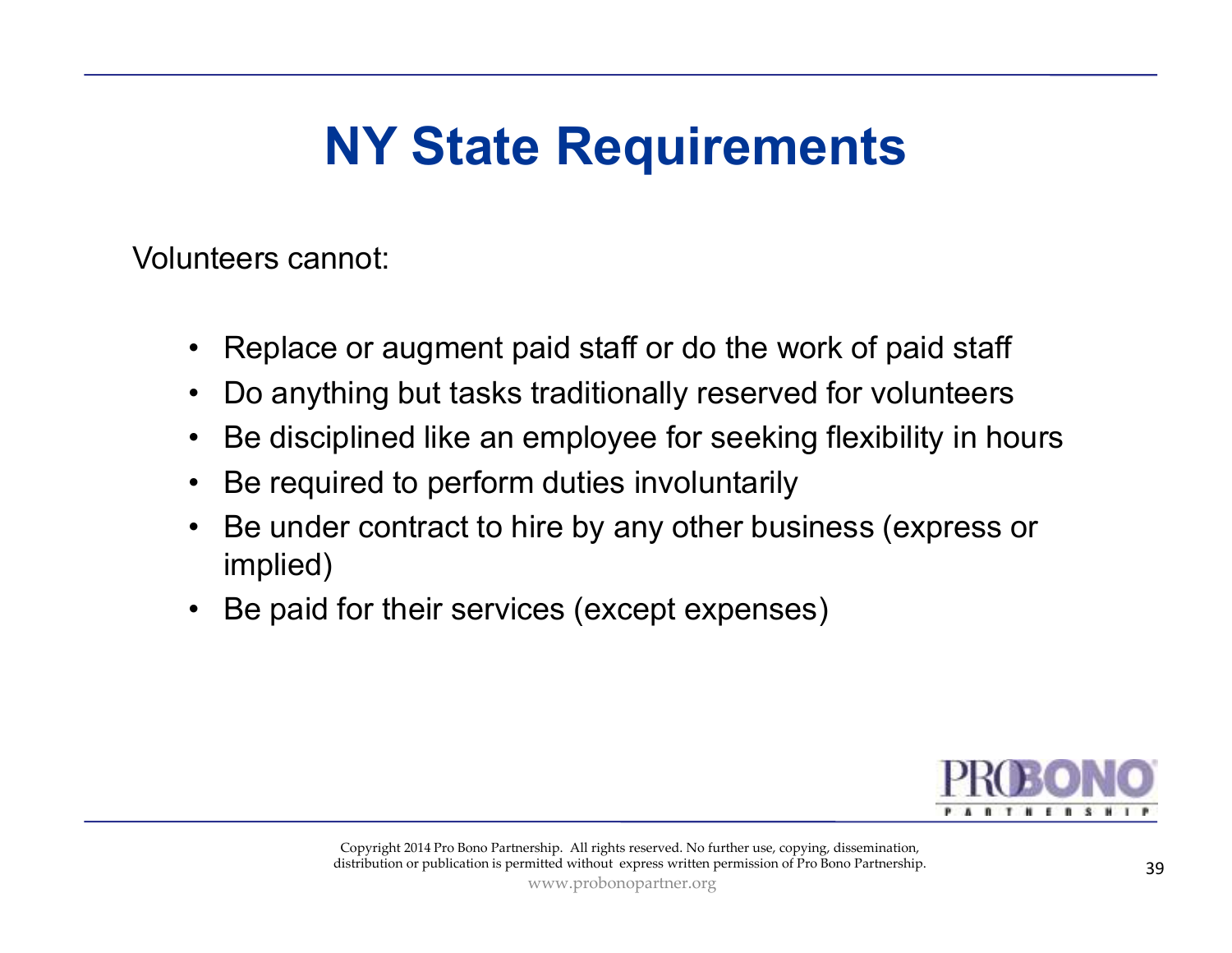# NY State Requirements

Volunteers cannot:

- Replace or augment paid staff or do the work of paid staff
- Do anything but tasks traditionally reserved for volunteers
- Be disciplined like an employee for seeking flexibility in hours
- Be required to perform duties involuntarily
- Be under contract to hire by any other business (express or implied)
- Be paid for their services (except expenses)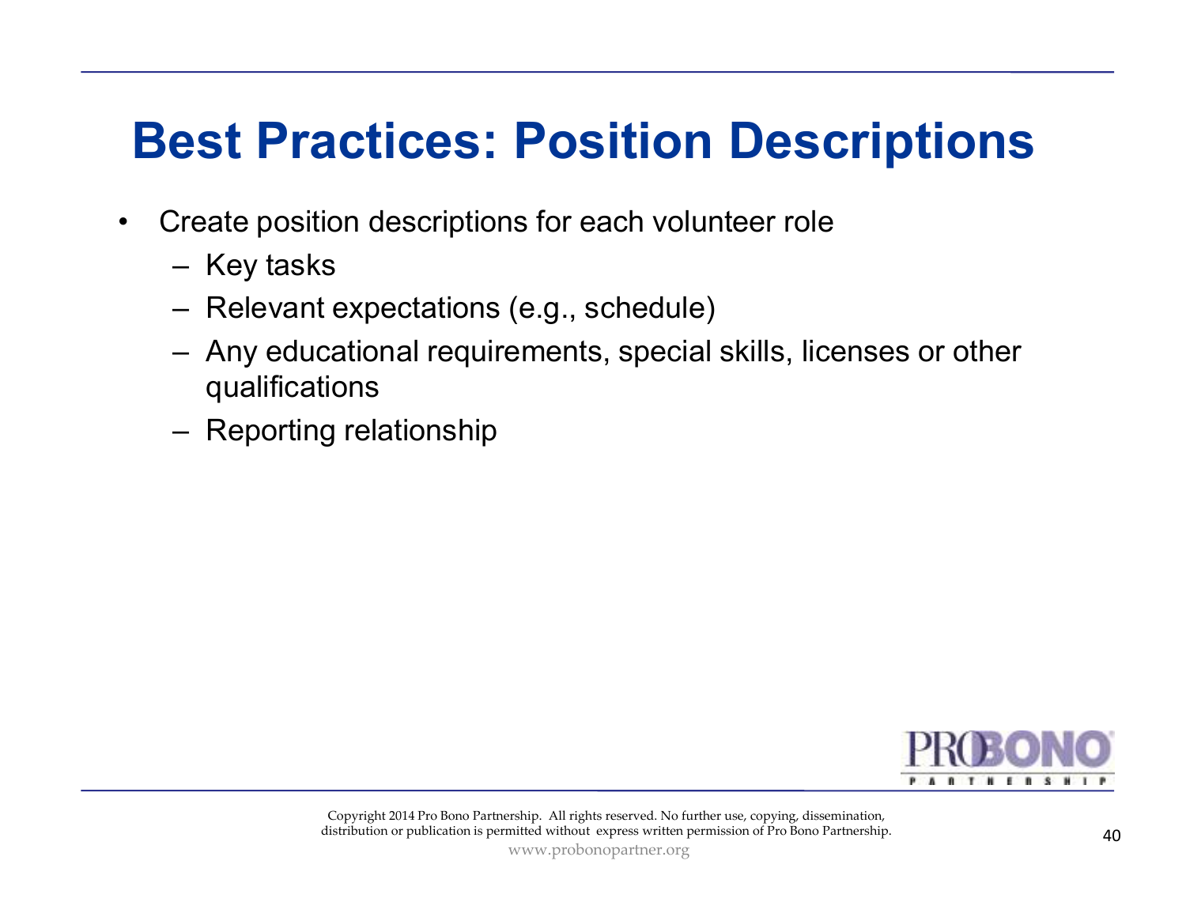# Best Practices: Position Descriptions

- Create position descriptions for each volunteer role
  - Key tasks
  - Relevant expectations (e.g., schedule)
  - Any educational requirements, special skills, licenses or other qualifications
  - Reporting relationship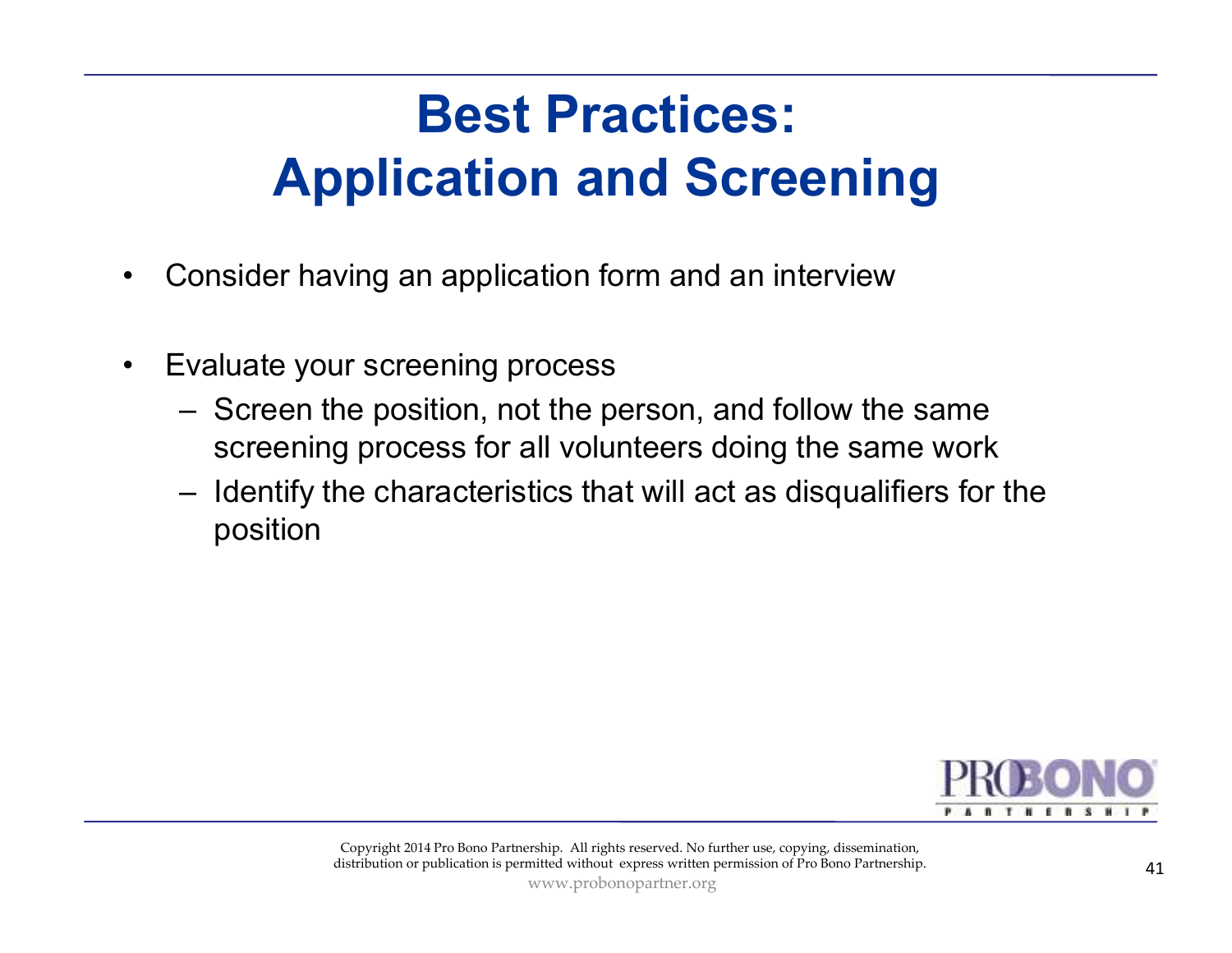# Best Practices: Application and Screening

- Consider having an application form and an interview
- Evaluate your screening process
  - Screen the position, not the person, and follow the same screening process for all volunteers doing the same work
  - Identify the characteristics that will act as disqualifiers for the position

Copyright 2014 Pro Bono Partnership. All rights reserved. No further use, copying, dissemination, distribution or publication is permitted without express written permission of Pro Bono Partnership.

www.probonopartner.org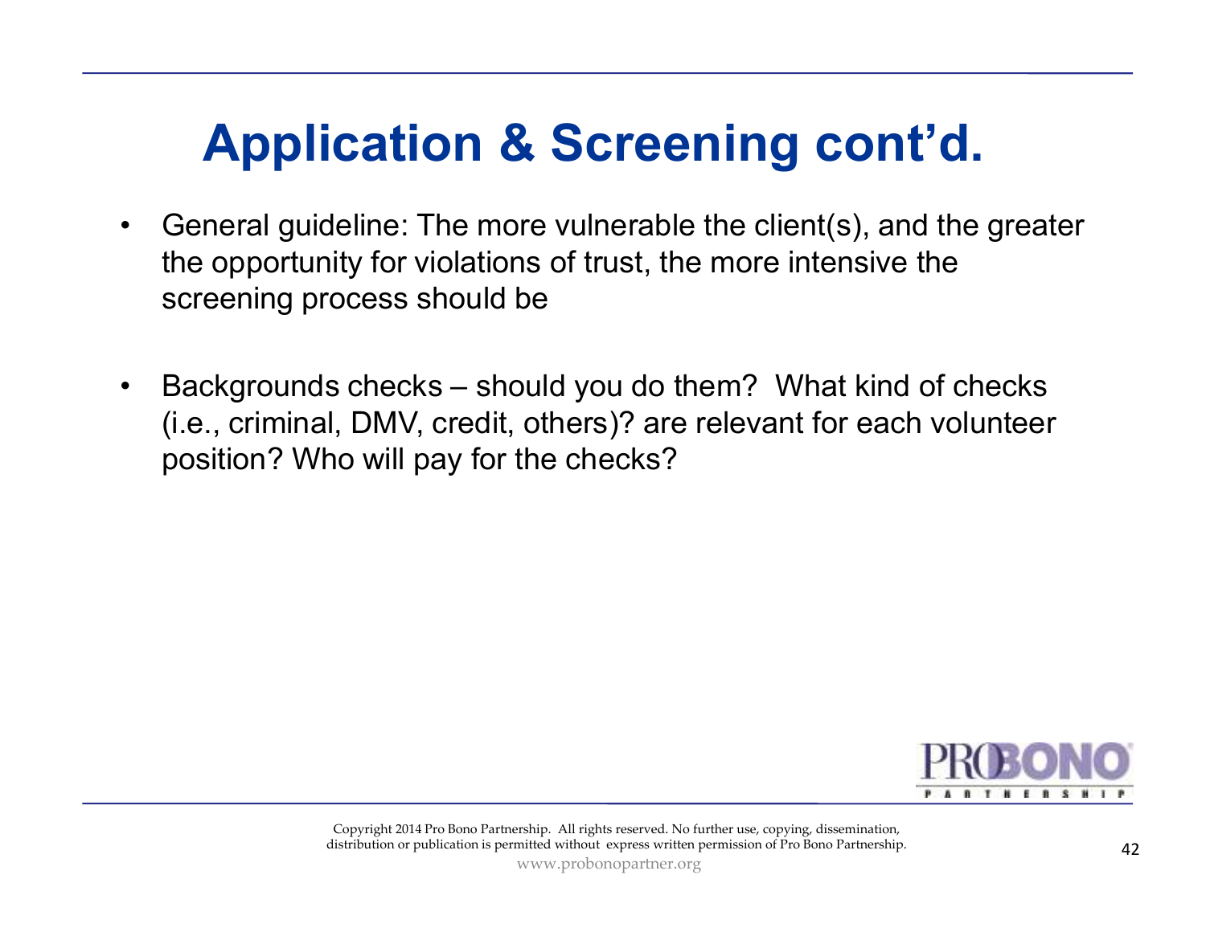# Application & Screening cont'd.

- General guideline: The more vulnerable the client(s), and the greater the opportunity for violations of trust, the more intensive the screening process should be

- Backgrounds checks – should you do them? What kind of checks (i.e., criminal, DMV, credit, others)? are relevant for each volunteer position? Who will pay for the checks?

Copyright 2014 Pro Bono Partnership. All rights reserved. No further use, copying, dissemination, distribution or publication is permitted without express written permission of Pro Bono Partnership.

www.probonopartner.org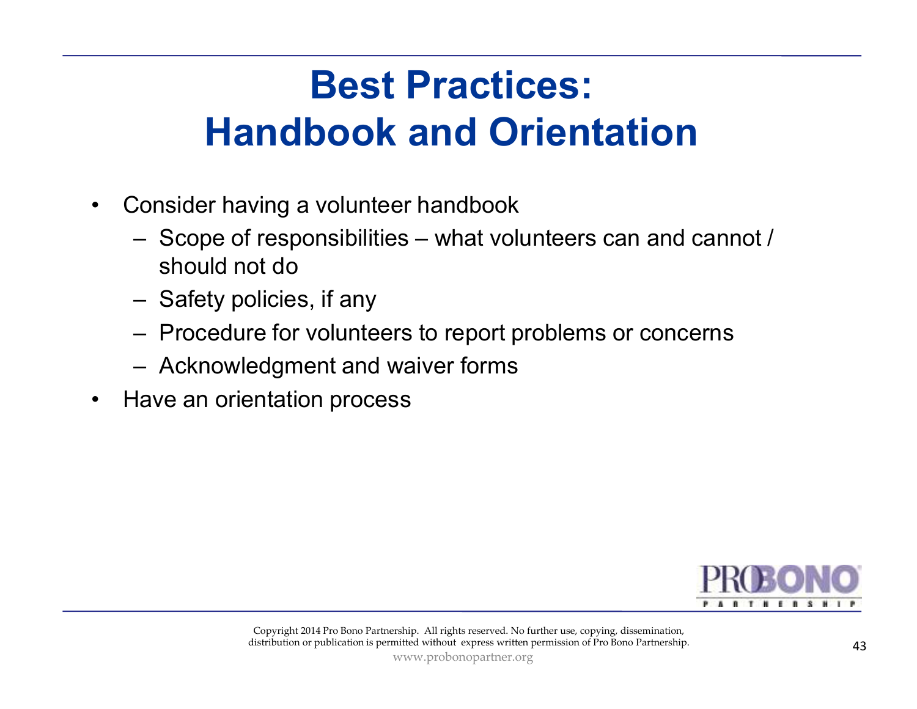# Best Practices:
# Handbook and Orientation

- Consider having a volunteer handbook
  - Scope of responsibilities – what volunteers can and cannot / should not do
  - Safety policies, if any
  - Procedure for volunteers to report problems or concerns
  - Acknowledgment and waiver forms
- Have an orientation process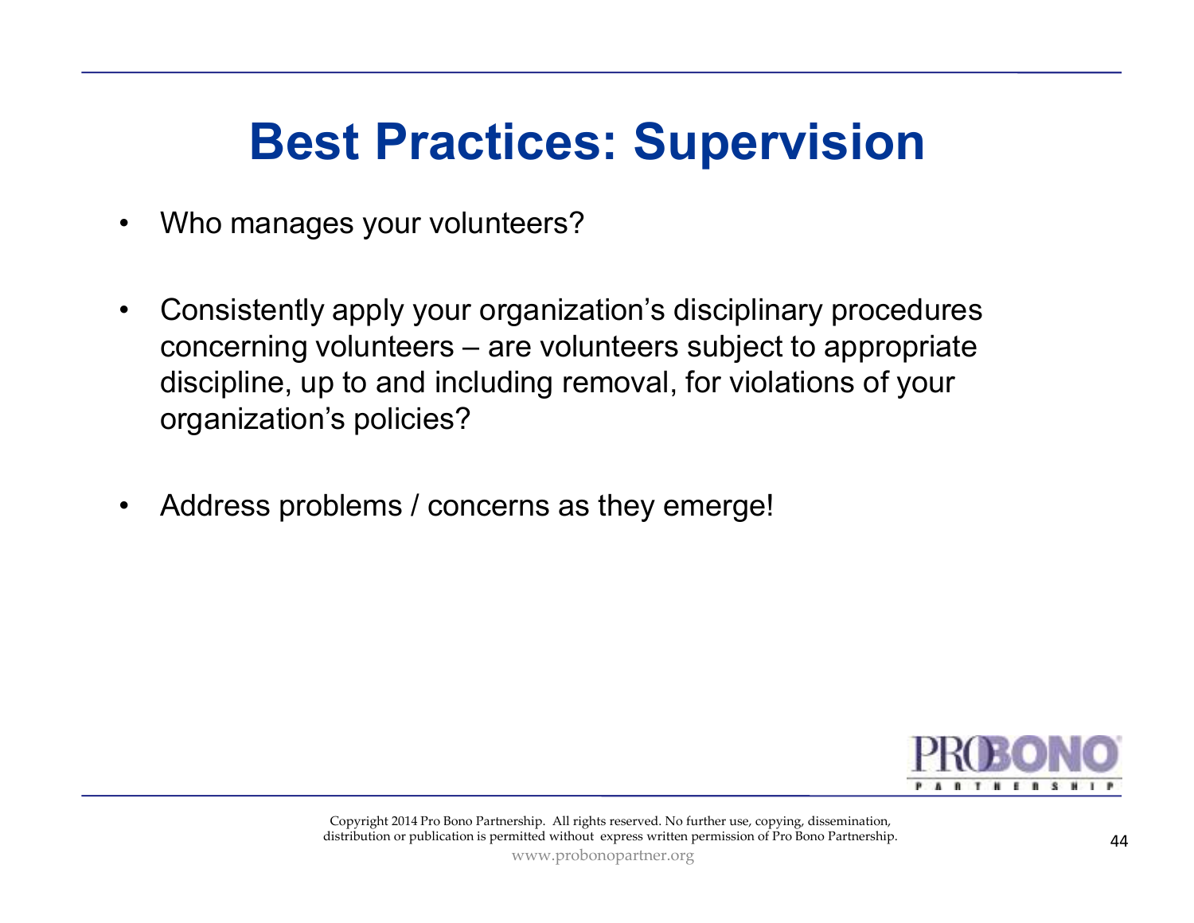# Best Practices: Supervision

- Who manages your volunteers?

- Consistently apply your organization's disciplinary procedures concerning volunteers – are volunteers subject to appropriate discipline, up to and including removal, for violations of your organization's policies?

- Address problems / concerns as they emerge!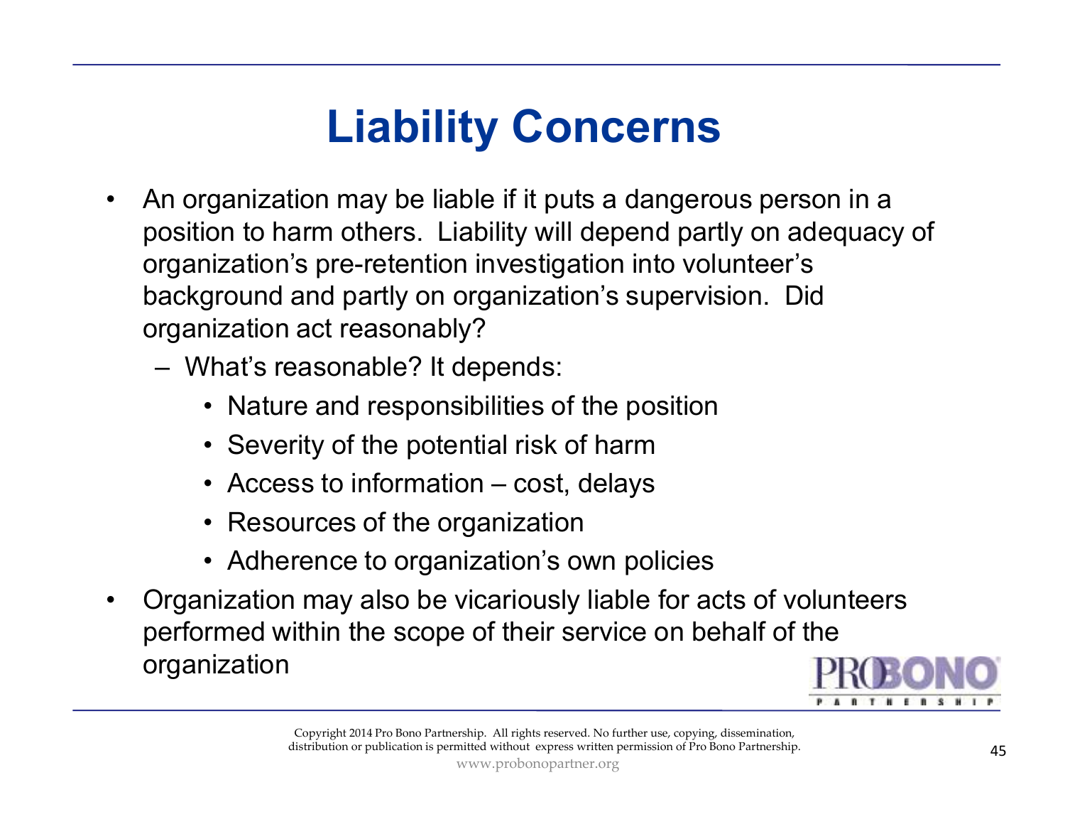# Liability Concerns

- An organization may be liable if it puts a dangerous person in a position to harm others. Liability will depend partly on adequacy of organization's pre-retention investigation into volunteer's background and partly on organization's supervision. Did organization act reasonably?
  - What's reasonable? It depends:
    - Nature and responsibilities of the position
    - Severity of the potential risk of harm
    - Access to information – cost, delays
    - Resources of the organization
    - Adherence to organization's own policies
- Organization may also be vicariously liable for acts of volunteers performed within the scope of their service on behalf of the organization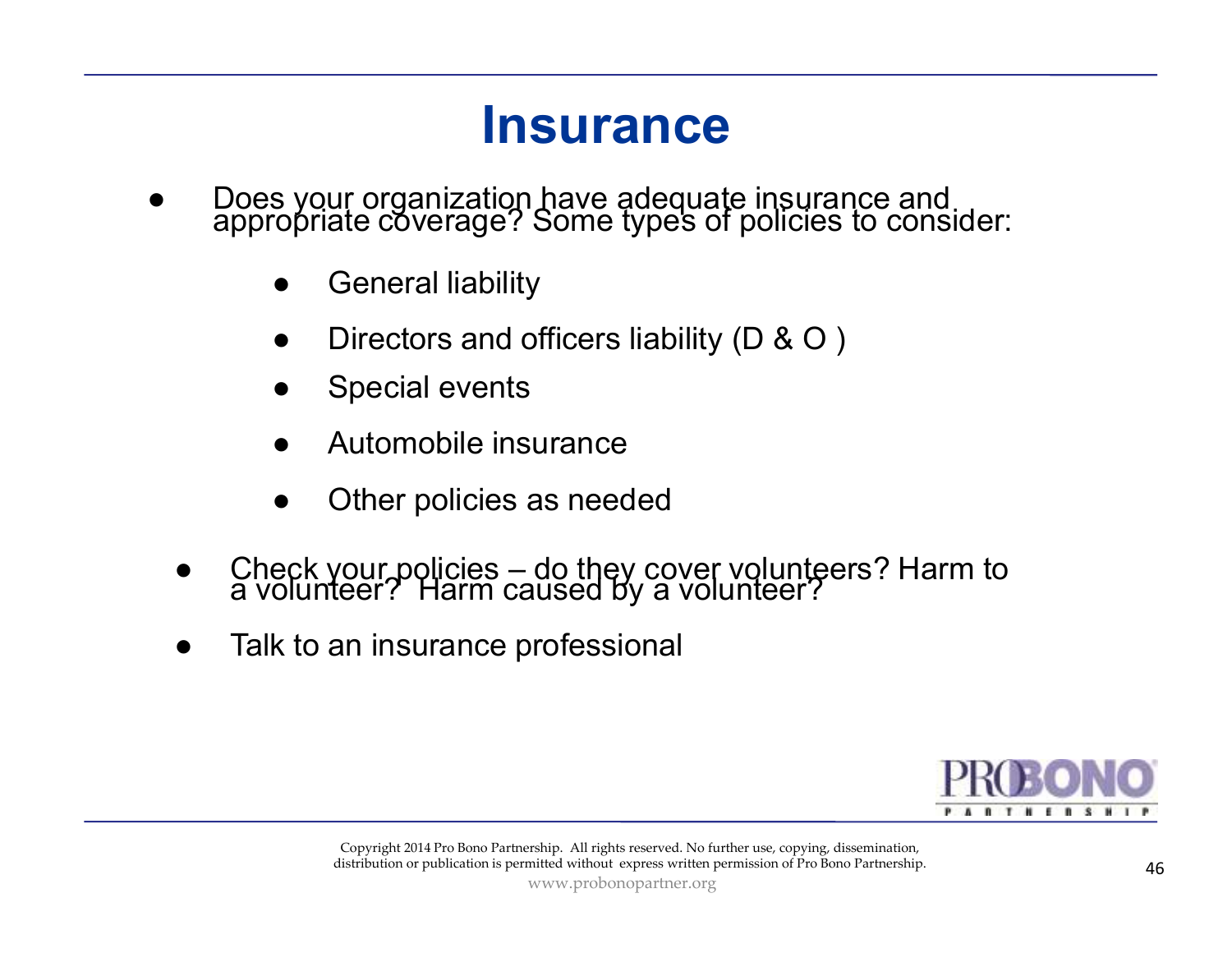# Insurance

- Does your organization have adequate insurance and appropriate coverage? Some types of policies to consider:
  - General liability
  - Directors and officers liability (D & O )
  - Special events
  - Automobile insurance
  - Other policies as needed
- Check your policies – do they cover volunteers? Harm to a volunteer? Harm caused by a volunteer?
- Talk to an insurance professional

Copyright 2014 Pro Bono Partnership. All rights reserved. No further use, copying, dissemination, distribution or publication is permitted without express written permission of Pro Bono Partnership.

www.probonopartner.org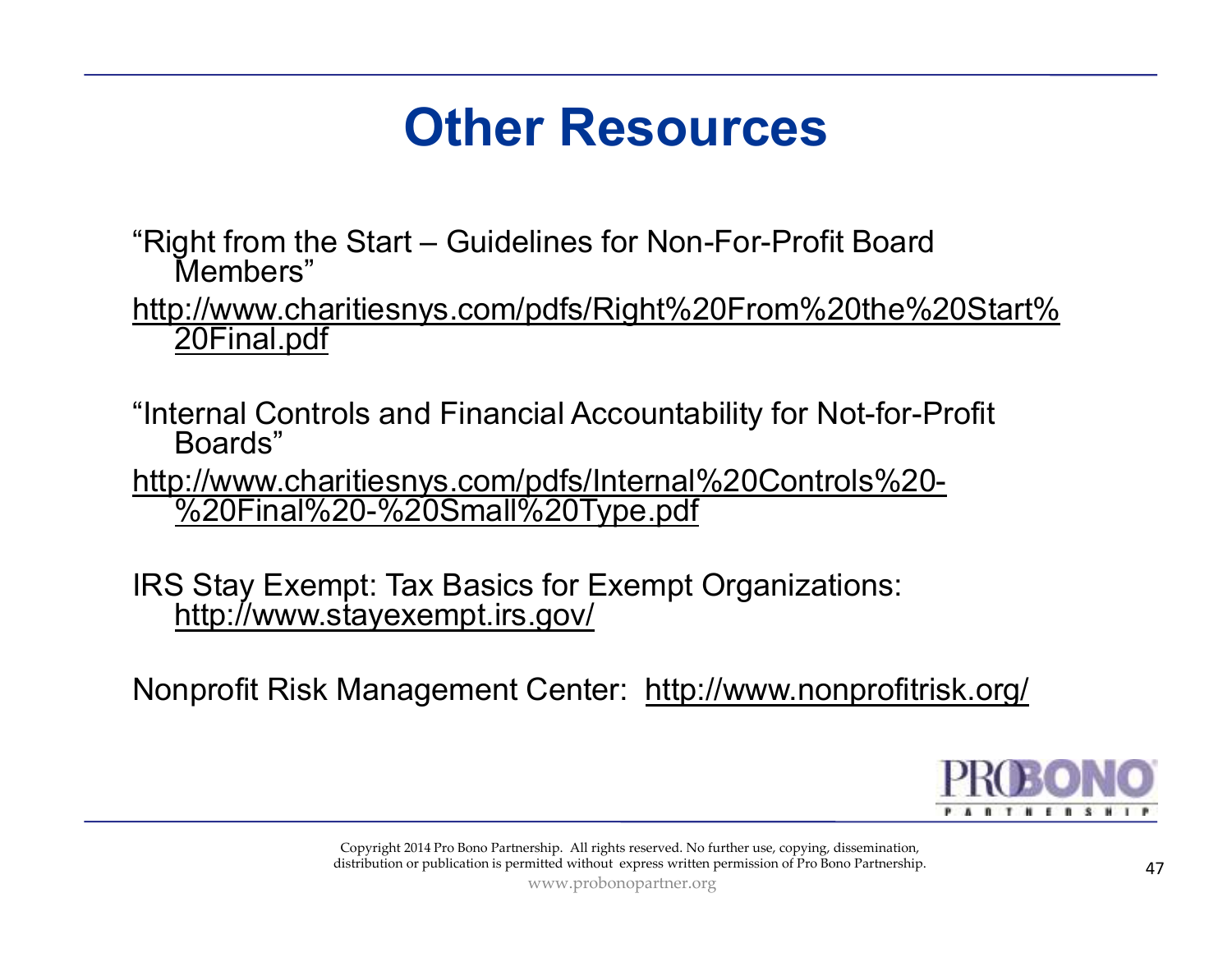# Other Resources

"Right from the Start – Guidelines for Non-For-Profit Board Members"

http://www.charitiesnys.com/pdfs/Right%20From%20the%20Start%20Final.pdf

"Internal Controls and Financial Accountability for Not-for-Profit Boards"

http://www.charitiesnys.com/pdfs/Internal%20Controls%20-%20Final%20-%20Small%20Type.pdf

IRS Stay Exempt: Tax Basics for Exempt Organizations: http://www.stayexempt.irs.gov/

Nonprofit Risk Management Center: http://www.nonprofitrisk.org/

Copyright 2014 Pro Bono Partnership. All rights reserved. No further use, copying, dissemination, distribution or publication is permitted without express written permission of Pro Bono Partnership.

www.probonopartner.org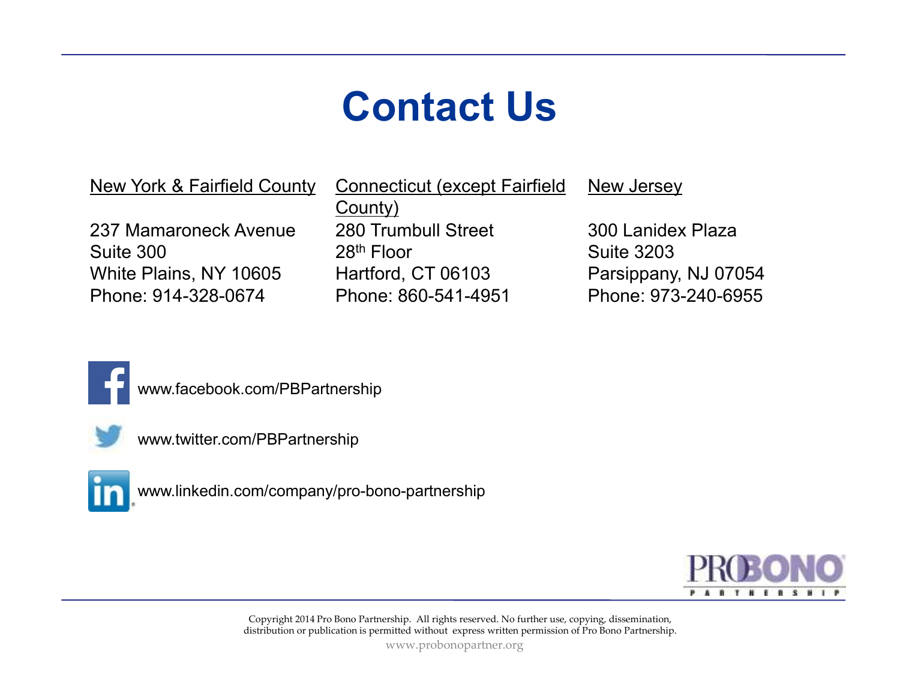# Contact Us

New York & Fairfield County

237 Mamaroneck Avenue
Suite 300
White Plains, NY 10605
Phone: 914-328-0674

Connecticut (except Fairfield County)

280 Trumbull Street
28th Floor
Hartford, CT 06103
Phone: 860-541-4951

New Jersey

300 Lanidex Plaza
Suite 3203
Parsippany, NJ 07054
Phone: 973-240-6955

www.facebook.com/PBPartnership

www.twitter.com/PBPartnership

www.linkedin.com/company/pro-bono-partnership

Copyright 2014 Pro Bono Partnership. All rights reserved. No further use, copying, dissemination, distribution or publication is permitted without express written permission of Pro Bono Partnership.

www.probonopartner.org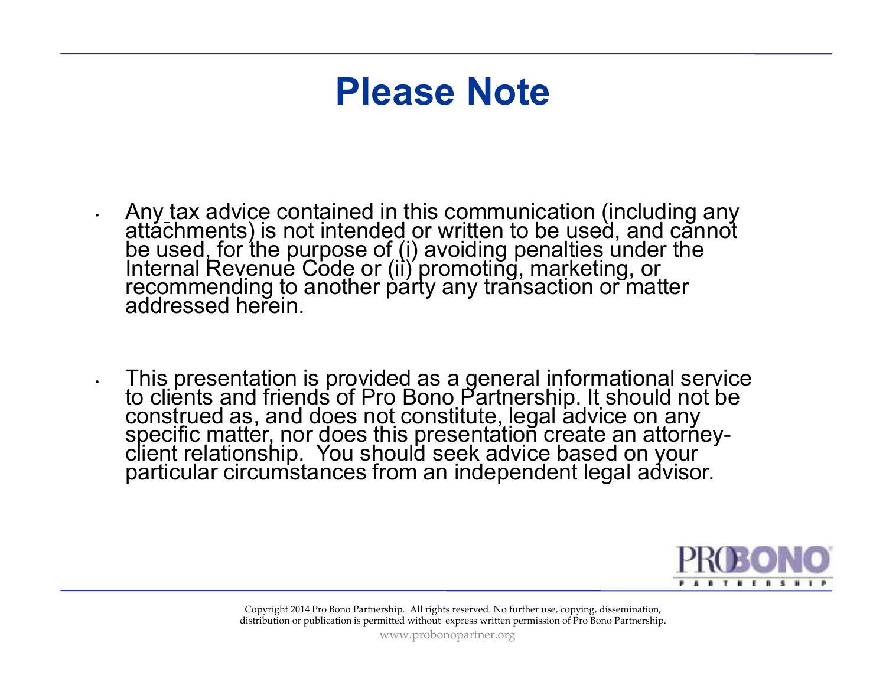# Please Note

- Any tax advice contained in this communication (including any attachments) is not intended or written to be used, and cannot be used, for the purpose of (i) avoiding penalties under the Internal Revenue Code or (ii) promoting, marketing, or recommending to another party any transaction or matter addressed herein.

- This presentation is provided as a general informational service to clients and friends of Pro Bono Partnership. It should not be construed as, and does not constitute, legal advice on any specific matter, nor does this presentation create an attorney-client relationship. You should seek advice based on your particular circumstances from an independent legal advisor.

PRO BONO PARTNERSHIP

Copyright 2014 Pro Bono Partnership. All rights reserved. No further use, copying, dissemination, distribution or publication is permitted without express written permission of Pro Bono Partnership.

www.probonopartner.org